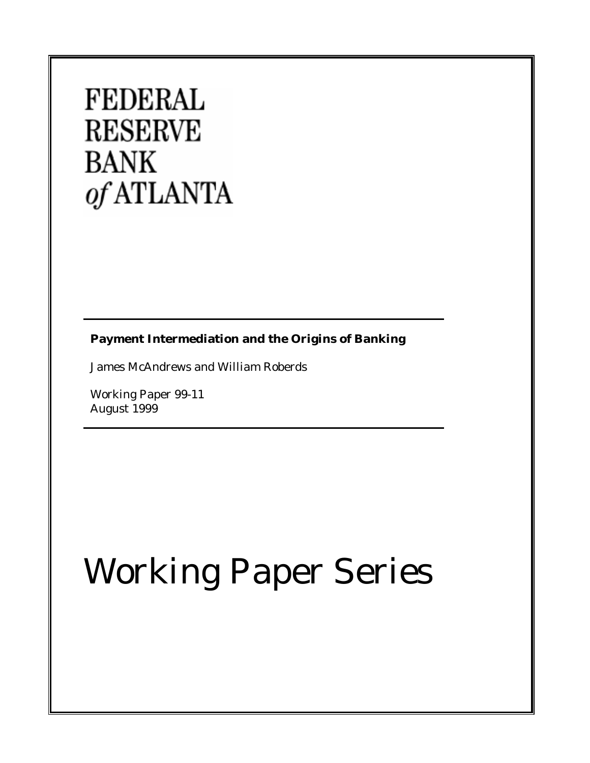FEDERAL
RESERVE
BANK
*of* ATLANTA

**Payment Intermediation and the Origins of Banking**

James McAndrews and William Roberds

Working Paper 99-11
August 1999

# Working Paper Series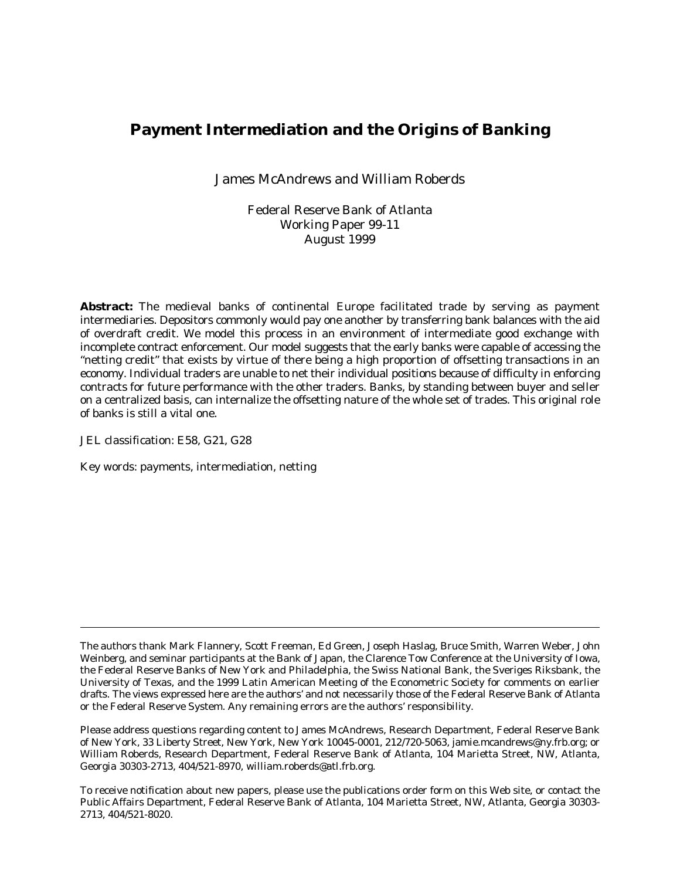# Payment Intermediation and the Origins of Banking

James McAndrews and William Roberds

Federal Reserve Bank of Atlanta
Working Paper 99-11
August 1999

**Abstract:** The medieval banks of continental Europe facilitated trade by serving as payment intermediaries. Depositors commonly would pay one another by transferring bank balances with the aid of overdraft credit. We model this process in an environment of intermediate good exchange with incomplete contract enforcement. Our model suggests that the early banks were capable of accessing the "netting credit" that exists by virtue of there being a high proportion of offsetting transactions in an economy. Individual traders are unable to net their individual positions because of difficulty in enforcing contracts for future performance with the other traders. Banks, by standing between buyer and seller on a centralized basis, can internalize the offsetting nature of the whole set of trades. This original role of banks is still a vital one.

JEL classification: E58, G21, G28

Key words: payments, intermediation, netting

---

The authors thank Mark Flannery, Scott Freeman, Ed Green, Joseph Haslag, Bruce Smith, Warren Weber, John Weinberg, and seminar participants at the Bank of Japan, the Clarence Tow Conference at the University of Iowa, the Federal Reserve Banks of New York and Philadelphia, the Swiss National Bank, the Sveriges Riksbank, the University of Texas, and the 1999 Latin American Meeting of the Econometric Society for comments on earlier drafts. The views expressed here are the authors' and not necessarily those of the Federal Reserve Bank of Atlanta or the Federal Reserve System. Any remaining errors are the authors' responsibility.

Please address questions regarding content to James McAndrews, Research Department, Federal Reserve Bank of New York, 33 Liberty Street, New York, New York 10045-0001, 212/720-5063, jamie.mcandrews@ny.frb.org; or William Roberds, Research Department, Federal Reserve Bank of Atlanta, 104 Marietta Street, NW, Atlanta, Georgia 30303-2713, 404/521-8970, william.roberds@atl.frb.org.

To receive notification about new papers, please use the publications order form on this Web site, or contact the Public Affairs Department, Federal Reserve Bank of Atlanta, 104 Marietta Street, NW, Atlanta, Georgia 30303-2713, 404/521-8020.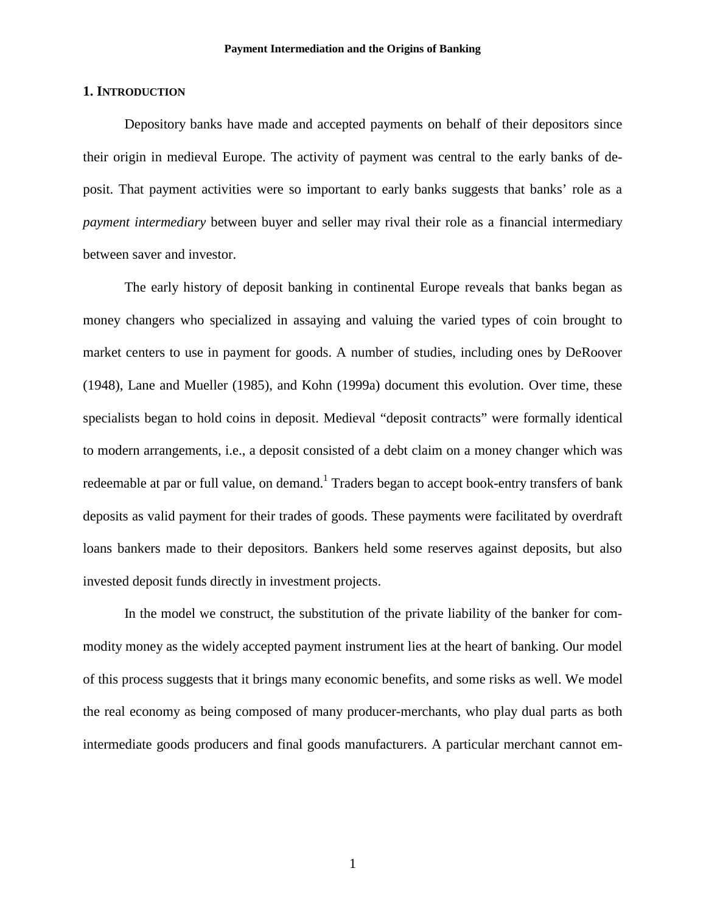## 1. INTRODUCTION

Depository banks have made and accepted payments on behalf of their depositors since their origin in medieval Europe. The activity of payment was central to the early banks of deposit. That payment activities were so important to early banks suggests that banks' role as a *payment intermediary* between buyer and seller may rival their role as a financial intermediary between saver and investor.

The early history of deposit banking in continental Europe reveals that banks began as money changers who specialized in assaying and valuing the varied types of coin brought to market centers to use in payment for goods. A number of studies, including ones by DeRoover (1948), Lane and Mueller (1985), and Kohn (1999a) document this evolution. Over time, these specialists began to hold coins in deposit. Medieval "deposit contracts" were formally identical to modern arrangements, i.e., a deposit consisted of a debt claim on a money changer which was redeemable at par or full value, on demand.[1] Traders began to accept book-entry transfers of bank deposits as valid payment for their trades of goods. These payments were facilitated by overdraft loans bankers made to their depositors. Bankers held some reserves against deposits, but also invested deposit funds directly in investment projects.

In the model we construct, the substitution of the private liability of the banker for commodity money as the widely accepted payment instrument lies at the heart of banking. Our model of this process suggests that it brings many economic benefits, and some risks as well. We model the real economy as being composed of many producer-merchants, who play dual parts as both intermediate goods producers and final goods manufacturers. A particular merchant cannot em-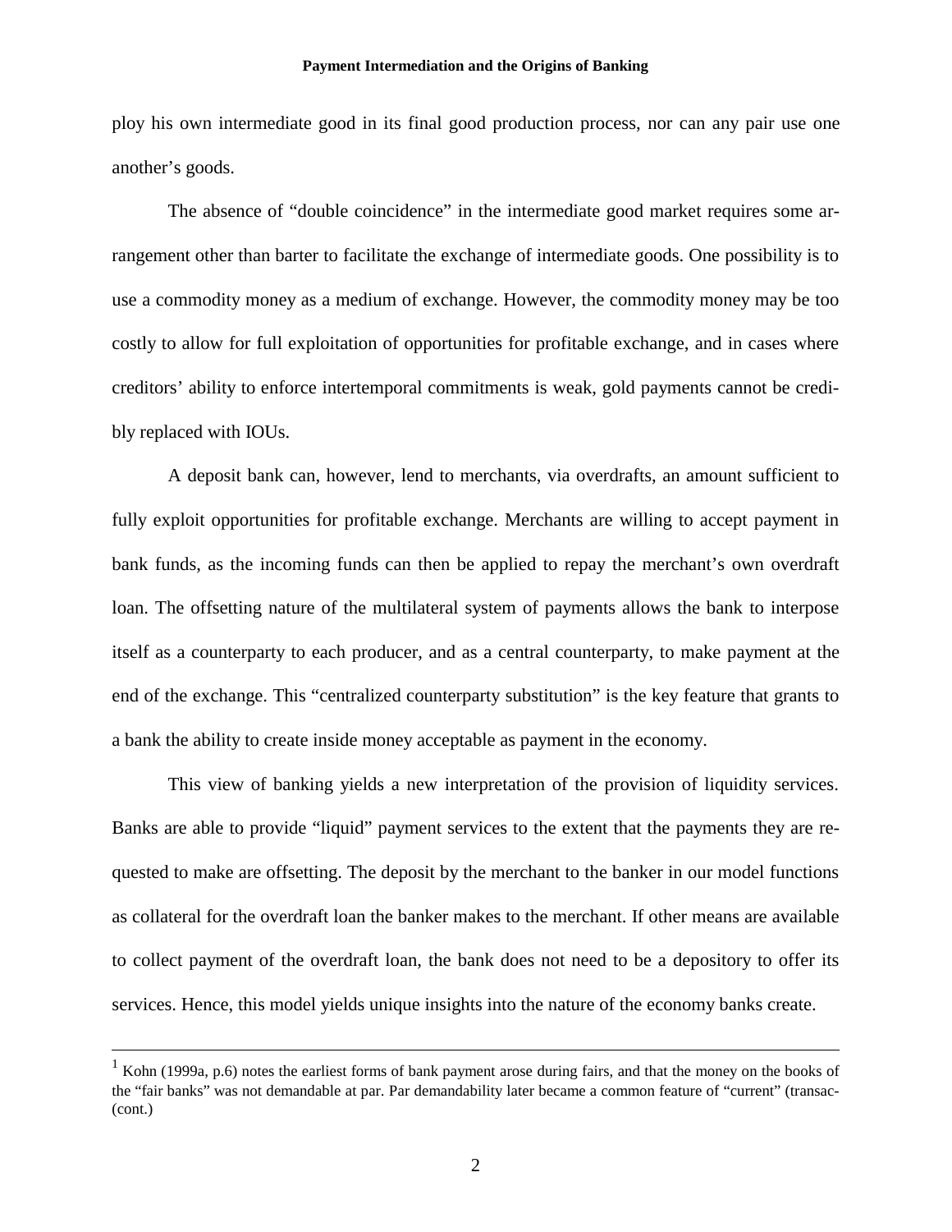ploy his own intermediate good in its final good production process, nor can any pair use one another's goods.

The absence of "double coincidence" in the intermediate good market requires some arrangement other than barter to facilitate the exchange of intermediate goods. One possibility is to use a commodity money as a medium of exchange. However, the commodity money may be too costly to allow for full exploitation of opportunities for profitable exchange, and in cases where creditors' ability to enforce intertemporal commitments is weak, gold payments cannot be credibly replaced with IOUs.

A deposit bank can, however, lend to merchants, via overdrafts, an amount sufficient to fully exploit opportunities for profitable exchange. Merchants are willing to accept payment in bank funds, as the incoming funds can then be applied to repay the merchant's own overdraft loan. The offsetting nature of the multilateral system of payments allows the bank to interpose itself as a counterparty to each producer, and as a central counterparty, to make payment at the end of the exchange. This "centralized counterparty substitution" is the key feature that grants to a bank the ability to create inside money acceptable as payment in the economy.

This view of banking yields a new interpretation of the provision of liquidity services. Banks are able to provide "liquid" payment services to the extent that the payments they are requested to make are offsetting. The deposit by the merchant to the banker in our model functions as collateral for the overdraft loan the banker makes to the merchant. If other means are available to collect payment of the overdraft loan, the bank does not need to be a depository to offer its services. Hence, this model yields unique insights into the nature of the economy banks create.

---

[1] Kohn (1999a, p.6) notes the earliest forms of bank payment arose during fairs, and that the money on the books of the "fair banks" was not demandable at par. Par demandability later became a common feature of "current" (transac- (cont.)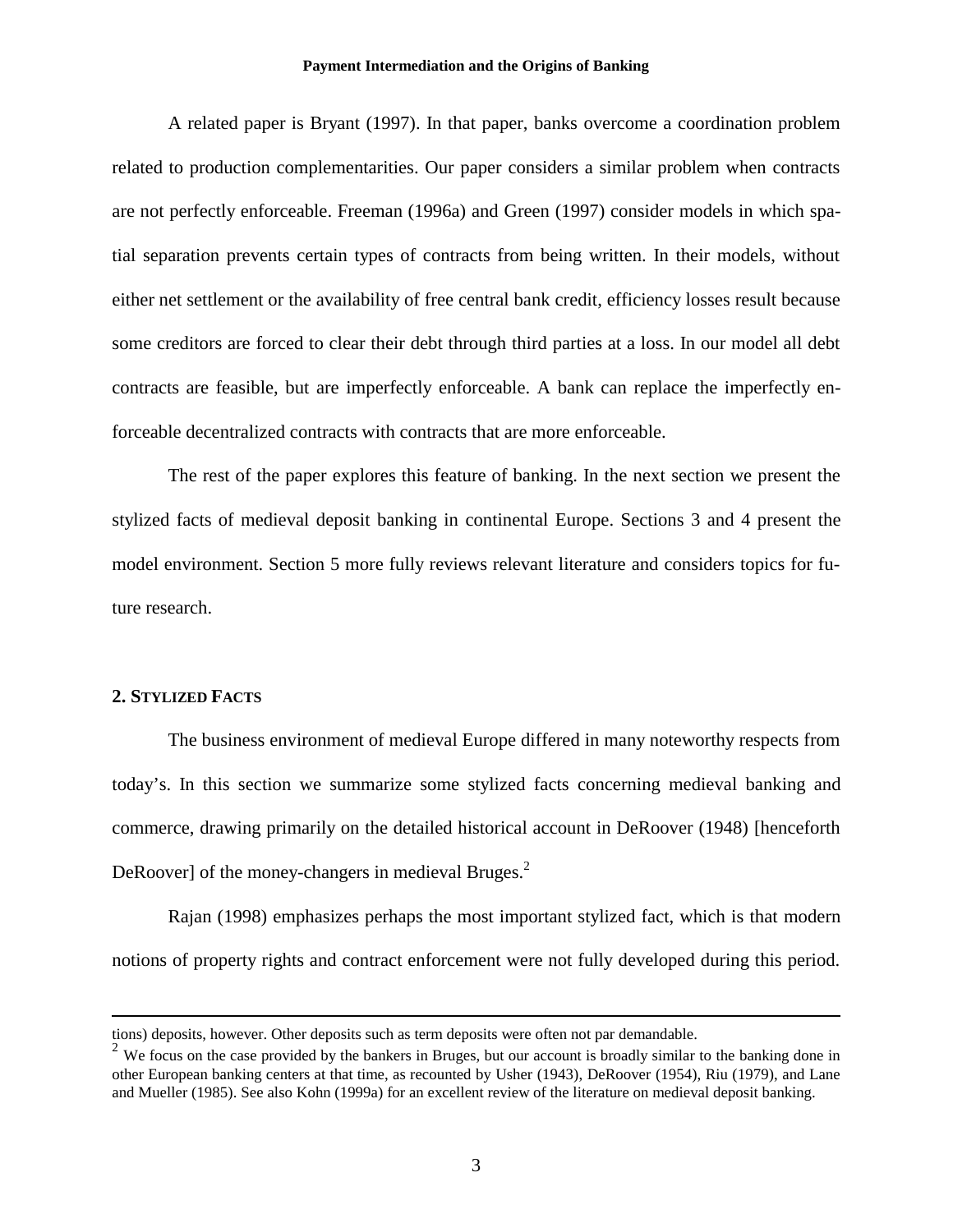A related paper is Bryant (1997). In that paper, banks overcome a coordination problem related to production complementarities. Our paper considers a similar problem when contracts are not perfectly enforceable. Freeman (1996a) and Green (1997) consider models in which spatial separation prevents certain types of contracts from being written. In their models, without either net settlement or the availability of free central bank credit, efficiency losses result because some creditors are forced to clear their debt through third parties at a loss. In our model all debt contracts are feasible, but are imperfectly enforceable. A bank can replace the imperfectly enforceable decentralized contracts with contracts that are more enforceable.

The rest of the paper explores this feature of banking. In the next section we present the stylized facts of medieval deposit banking in continental Europe. Sections 3 and 4 present the model environment. Section 5 more fully reviews relevant literature and considers topics for future research.

## 2. Stylized Facts

The business environment of medieval Europe differed in many noteworthy respects from today's. In this section we summarize some stylized facts concerning medieval banking and commerce, drawing primarily on the detailed historical account in DeRoover (1948) [henceforth DeRoover] of the money-changers in medieval Bruges.[2]

Rajan (1998) emphasizes perhaps the most important stylized fact, which is that modern notions of property rights and contract enforcement were not fully developed during this period.

---

tions) deposits, however. Other deposits such as term deposits were often not par demandable.

[2] We focus on the case provided by the bankers in Bruges, but our account is broadly similar to the banking done in other European banking centers at that time, as recounted by Usher (1943), DeRoover (1954), Riu (1979), and Lane and Mueller (1985). See also Kohn (1999a) for an excellent review of the literature on medieval deposit banking.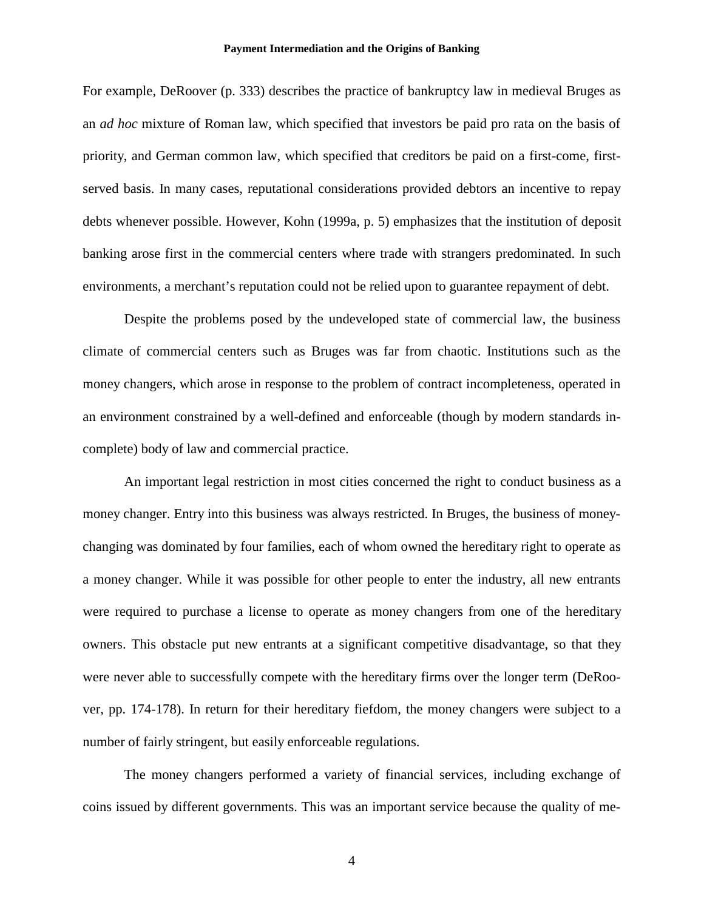For example, DeRoover (p. 333) describes the practice of bankruptcy law in medieval Bruges as an *ad hoc* mixture of Roman law, which specified that investors be paid pro rata on the basis of priority, and German common law, which specified that creditors be paid on a first-come, first-served basis. In many cases, reputational considerations provided debtors an incentive to repay debts whenever possible. However, Kohn (1999a, p. 5) emphasizes that the institution of deposit banking arose first in the commercial centers where trade with strangers predominated. In such environments, a merchant's reputation could not be relied upon to guarantee repayment of debt.

Despite the problems posed by the undeveloped state of commercial law, the business climate of commercial centers such as Bruges was far from chaotic. Institutions such as the money changers, which arose in response to the problem of contract incompleteness, operated in an environment constrained by a well-defined and enforceable (though by modern standards incomplete) body of law and commercial practice.

An important legal restriction in most cities concerned the right to conduct business as a money changer. Entry into this business was always restricted. In Bruges, the business of money-changing was dominated by four families, each of whom owned the hereditary right to operate as a money changer. While it was possible for other people to enter the industry, all new entrants were required to purchase a license to operate as money changers from one of the hereditary owners. This obstacle put new entrants at a significant competitive disadvantage, so that they were never able to successfully compete with the hereditary firms over the longer term (DeRoover, pp. 174-178). In return for their hereditary fiefdom, the money changers were subject to a number of fairly stringent, but easily enforceable regulations.

The money changers performed a variety of financial services, including exchange of coins issued by different governments. This was an important service because the quality of me-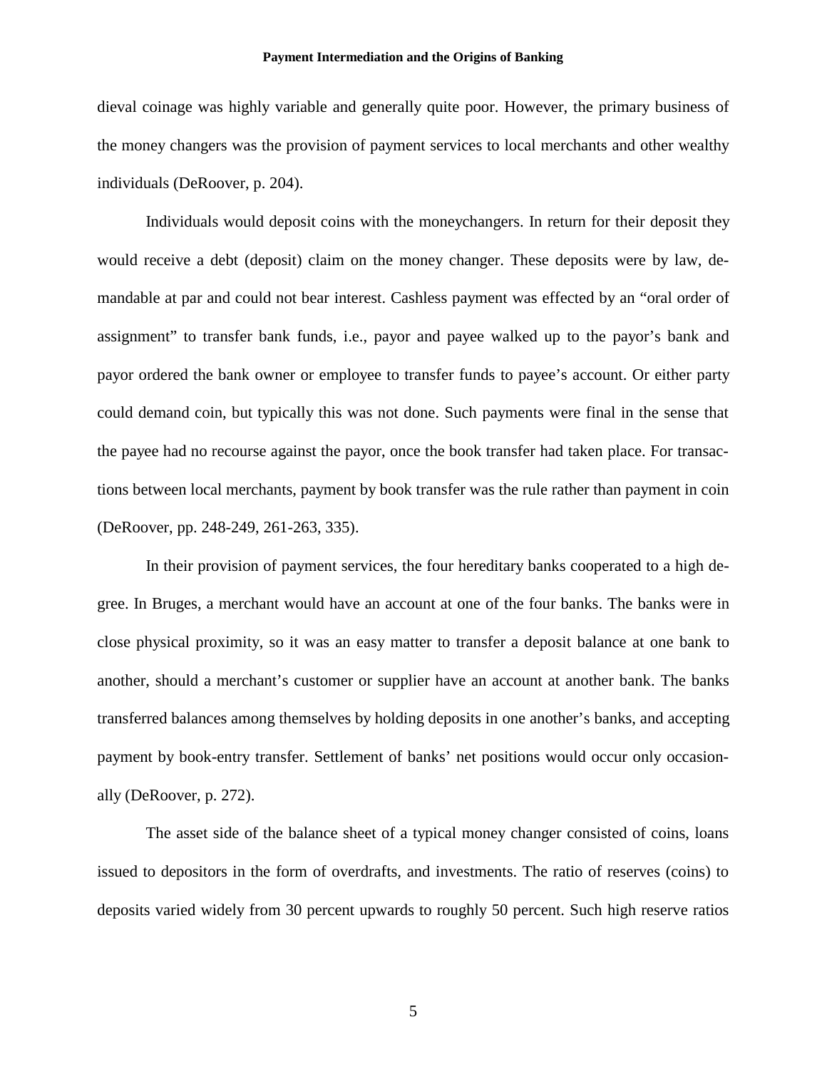dieval coinage was highly variable and generally quite poor. However, the primary business of the money changers was the provision of payment services to local merchants and other wealthy individuals (DeRoover, p. 204).

Individuals would deposit coins with the moneychangers. In return for their deposit they would receive a debt (deposit) claim on the money changer. These deposits were by law, demandable at par and could not bear interest. Cashless payment was effected by an "oral order of assignment" to transfer bank funds, i.e., payor and payee walked up to the payor's bank and payor ordered the bank owner or employee to transfer funds to payee's account. Or either party could demand coin, but typically this was not done. Such payments were final in the sense that the payee had no recourse against the payor, once the book transfer had taken place. For transactions between local merchants, payment by book transfer was the rule rather than payment in coin (DeRoover, pp. 248-249, 261-263, 335).

In their provision of payment services, the four hereditary banks cooperated to a high degree. In Bruges, a merchant would have an account at one of the four banks. The banks were in close physical proximity, so it was an easy matter to transfer a deposit balance at one bank to another, should a merchant's customer or supplier have an account at another bank. The banks transferred balances among themselves by holding deposits in one another's banks, and accepting payment by book-entry transfer. Settlement of banks' net positions would occur only occasionally (DeRoover, p. 272).

The asset side of the balance sheet of a typical money changer consisted of coins, loans issued to depositors in the form of overdrafts, and investments. The ratio of reserves (coins) to deposits varied widely from 30 percent upwards to roughly 50 percent. Such high reserve ratios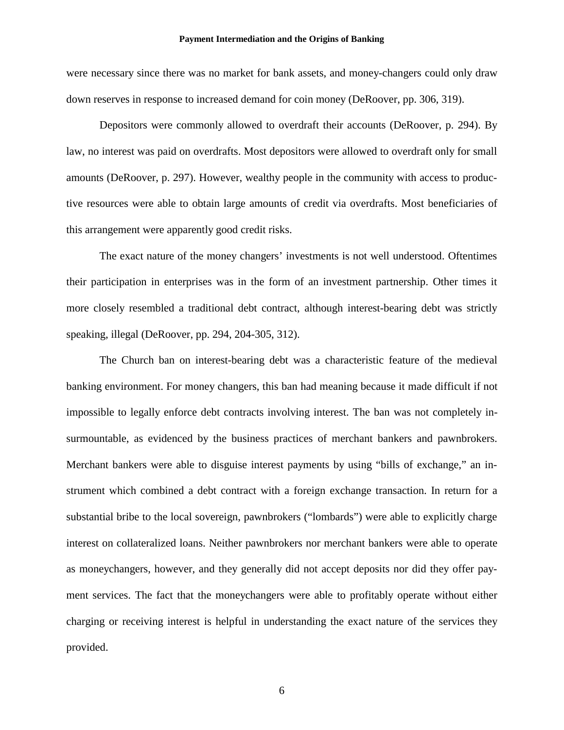were necessary since there was no market for bank assets, and money-changers could only draw down reserves in response to increased demand for coin money (DeRoover, pp. 306, 319).

Depositors were commonly allowed to overdraft their accounts (DeRoover, p. 294). By law, no interest was paid on overdrafts. Most depositors were allowed to overdraft only for small amounts (DeRoover, p. 297). However, wealthy people in the community with access to productive resources were able to obtain large amounts of credit via overdrafts. Most beneficiaries of this arrangement were apparently good credit risks.

The exact nature of the money changers' investments is not well understood. Oftentimes their participation in enterprises was in the form of an investment partnership. Other times it more closely resembled a traditional debt contract, although interest-bearing debt was strictly speaking, illegal (DeRoover, pp. 294, 204-305, 312).

The Church ban on interest-bearing debt was a characteristic feature of the medieval banking environment. For money changers, this ban had meaning because it made difficult if not impossible to legally enforce debt contracts involving interest. The ban was not completely insurmountable, as evidenced by the business practices of merchant bankers and pawnbrokers. Merchant bankers were able to disguise interest payments by using "bills of exchange," an instrument which combined a debt contract with a foreign exchange transaction. In return for a substantial bribe to the local sovereign, pawnbrokers ("lombards") were able to explicitly charge interest on collateralized loans. Neither pawnbrokers nor merchant bankers were able to operate as moneychangers, however, and they generally did not accept deposits nor did they offer payment services. The fact that the moneychangers were able to profitably operate without either charging or receiving interest is helpful in understanding the exact nature of the services they provided.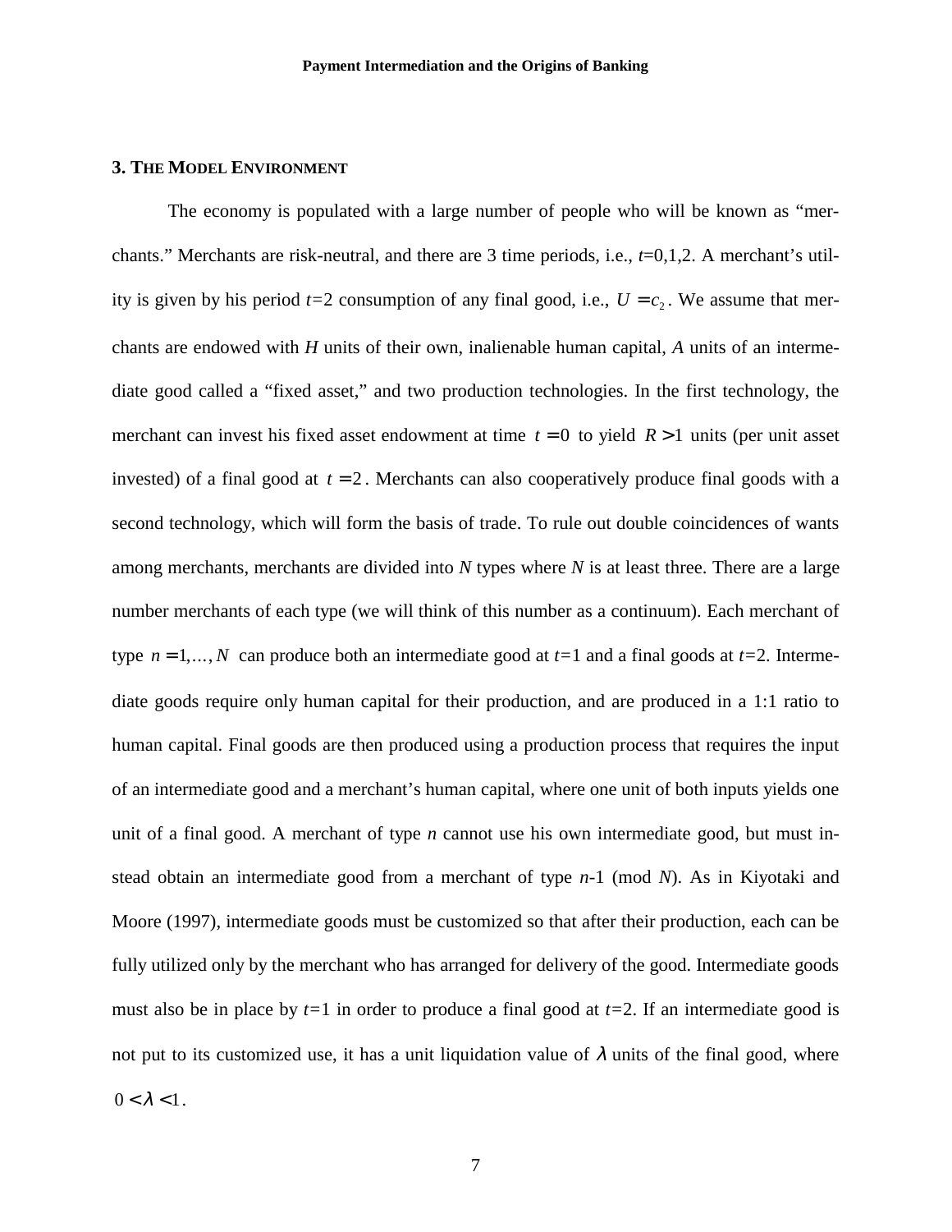## 3. The Model Environment

The economy is populated with a large number of people who will be known as "merchants." Merchants are risk-neutral, and there are 3 time periods, i.e., $t$=0,1,2. A merchant's utility is given by his period $t$=2 consumption of any final good, i.e., $U = c_2$. We assume that merchants are endowed with $H$ units of their own, inalienable human capital, $A$ units of an intermediate good called a "fixed asset," and two production technologies. In the first technology, the merchant can invest his fixed asset endowment at time $t = 0$ to yield $R > 1$ units (per unit asset invested) of a final good at $t = 2$. Merchants can also cooperatively produce final goods with a second technology, which will form the basis of trade. To rule out double coincidences of wants among merchants, merchants are divided into $N$ types where $N$ is at least three. There are a large number merchants of each type (we will think of this number as a continuum). Each merchant of type $n = 1,\ldots, N$ can produce both an intermediate good at $t$=1 and a final goods at $t$=2. Intermediate goods require only human capital for their production, and are produced in a 1:1 ratio to human capital. Final goods are then produced using a production process that requires the input of an intermediate good and a merchant's human capital, where one unit of both inputs yields one unit of a final good. A merchant of type $n$ cannot use his own intermediate good, but must instead obtain an intermediate good from a merchant of type $n$-1 (mod $N$). As in Kiyotaki and Moore (1997), intermediate goods must be customized so that after their production, each can be fully utilized only by the merchant who has arranged for delivery of the good. Intermediate goods must also be in place by $t$=1 in order to produce a final good at $t$=2. If an intermediate good is not put to its customized use, it has a unit liquidation value of $\lambda$ units of the final good, where $0 < \lambda < 1$.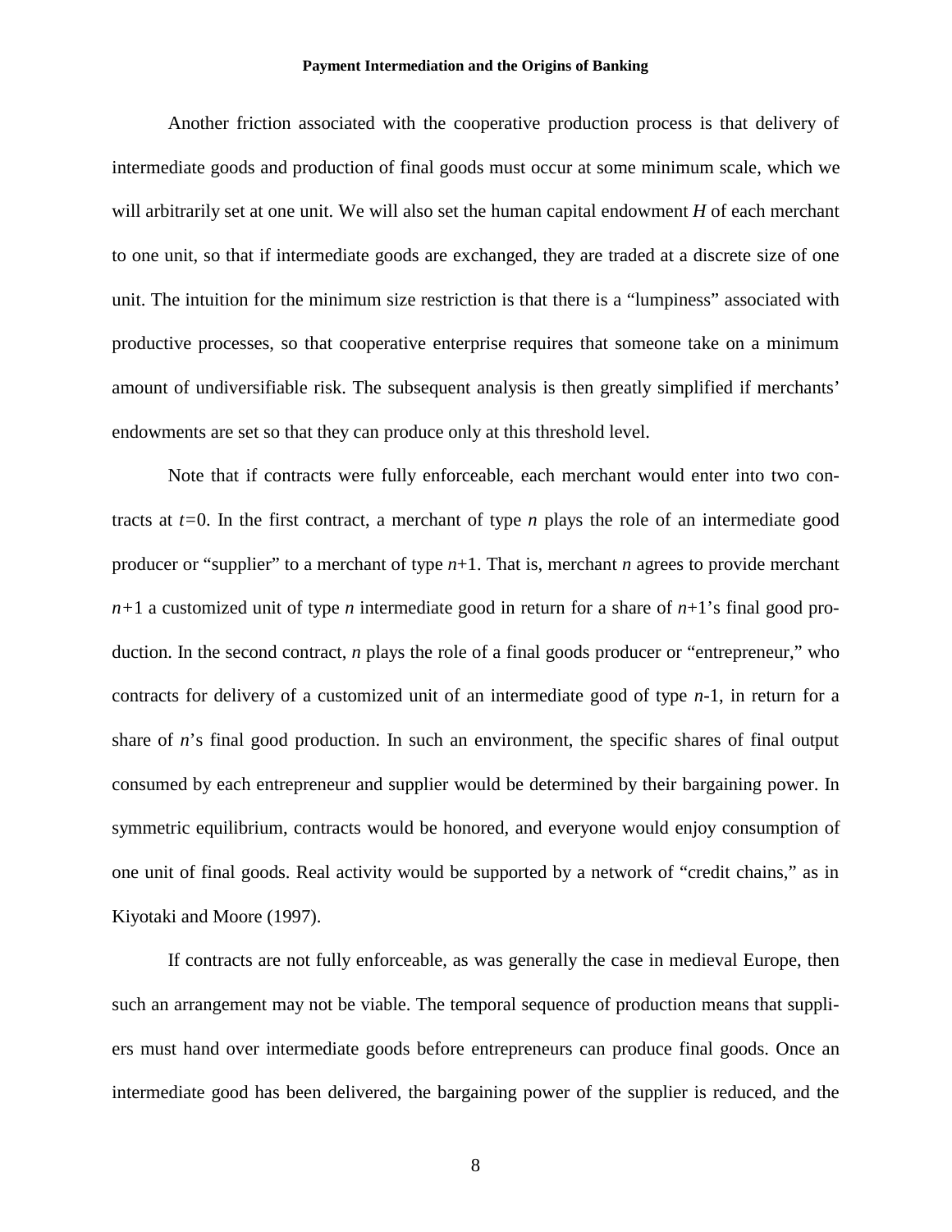Another friction associated with the cooperative production process is that delivery of intermediate goods and production of final goods must occur at some minimum scale, which we will arbitrarily set at one unit. We will also set the human capital endowment $H$ of each merchant to one unit, so that if intermediate goods are exchanged, they are traded at a discrete size of one unit. The intuition for the minimum size restriction is that there is a "lumpiness" associated with productive processes, so that cooperative enterprise requires that someone take on a minimum amount of undiversifiable risk. The subsequent analysis is then greatly simplified if merchants' endowments are set so that they can produce only at this threshold level.

Note that if contracts were fully enforceable, each merchant would enter into two contracts at $t=0$. In the first contract, a merchant of type $n$ plays the role of an intermediate good producer or "supplier" to a merchant of type $n+1$. That is, merchant $n$ agrees to provide merchant $n+1$ a customized unit of type $n$ intermediate good in return for a share of $n+1$'s final good production. In the second contract, $n$ plays the role of a final goods producer or "entrepreneur," who contracts for delivery of a customized unit of an intermediate good of type $n$-1, in return for a share of $n$'s final good production. In such an environment, the specific shares of final output consumed by each entrepreneur and supplier would be determined by their bargaining power. In symmetric equilibrium, contracts would be honored, and everyone would enjoy consumption of one unit of final goods. Real activity would be supported by a network of "credit chains," as in Kiyotaki and Moore (1997).

If contracts are not fully enforceable, as was generally the case in medieval Europe, then such an arrangement may not be viable. The temporal sequence of production means that suppliers must hand over intermediate goods before entrepreneurs can produce final goods. Once an intermediate good has been delivered, the bargaining power of the supplier is reduced, and the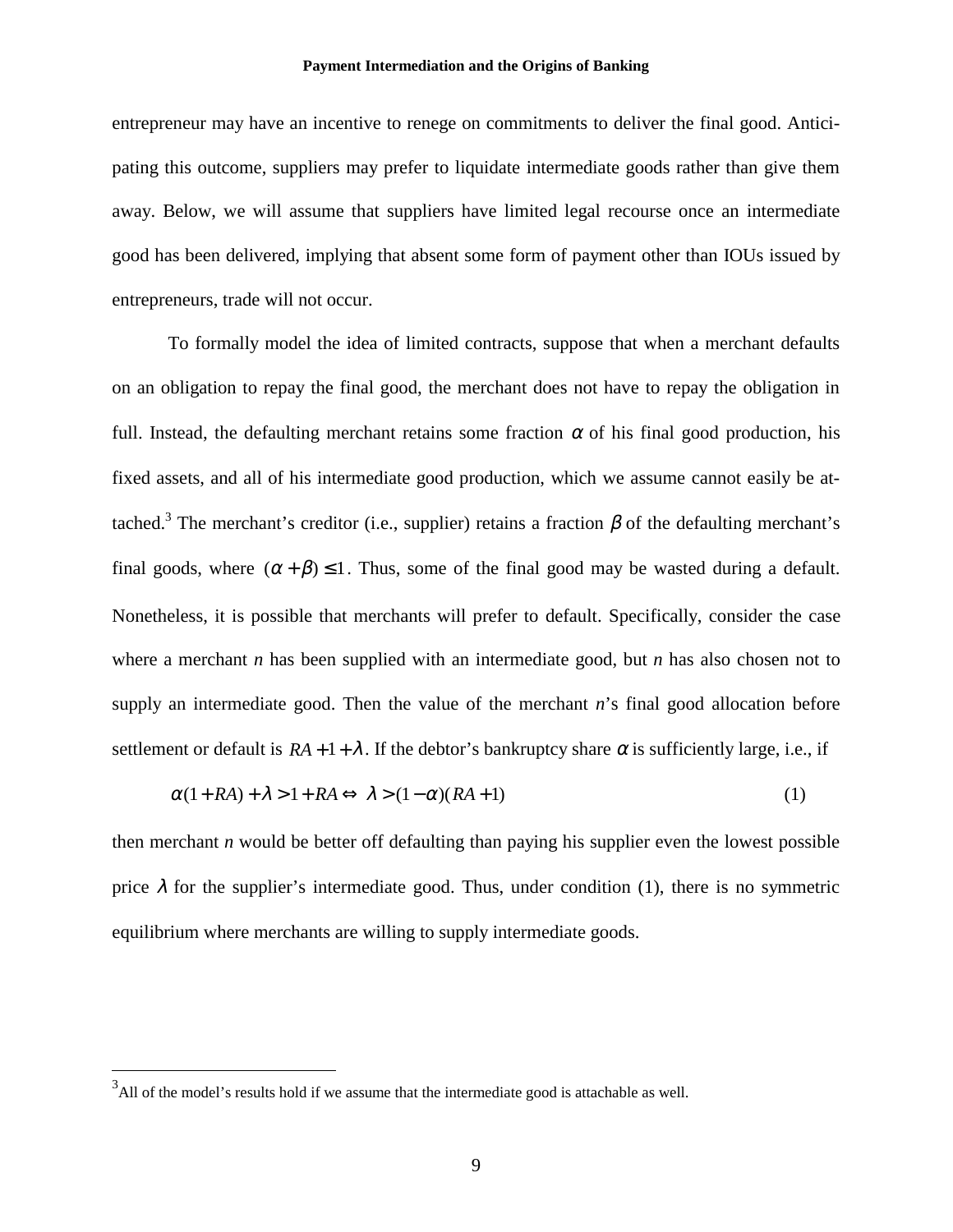entrepreneur may have an incentive to renege on commitments to deliver the final good. Anticipating this outcome, suppliers may prefer to liquidate intermediate goods rather than give them away. Below, we will assume that suppliers have limited legal recourse once an intermediate good has been delivered, implying that absent some form of payment other than IOUs issued by entrepreneurs, trade will not occur.

To formally model the idea of limited contracts, suppose that when a merchant defaults on an obligation to repay the final good, the merchant does not have to repay the obligation in full. Instead, the defaulting merchant retains some fraction $\alpha$ of his final good production, his fixed assets, and all of his intermediate good production, which we assume cannot easily be attached.[3] The merchant's creditor (i.e., supplier) retains a fraction $\beta$ of the defaulting merchant's final goods, where $(\alpha+\beta)\leq 1$. Thus, some of the final good may be wasted during a default. Nonetheless, it is possible that merchants will prefer to default. Specifically, consider the case where a merchant *n* has been supplied with an intermediate good, but *n* has also chosen not to supply an intermediate good. Then the value of the merchant *n*'s final good allocation before settlement or default is $RA+1+\lambda$. If the debtor's bankruptcy share $\alpha$ is sufficiently large, i.e., if

$$\alpha(1+RA)+\lambda > 1+RA \Leftrightarrow \ \lambda > (1-\alpha)(RA+1) \tag{1}$$

then merchant *n* would be better off defaulting than paying his supplier even the lowest possible price $\lambda$ for the supplier's intermediate good. Thus, under condition (1), there is no symmetric equilibrium where merchants are willing to supply intermediate goods.

[3] All of the model's results hold if we assume that the intermediate good is attachable as well.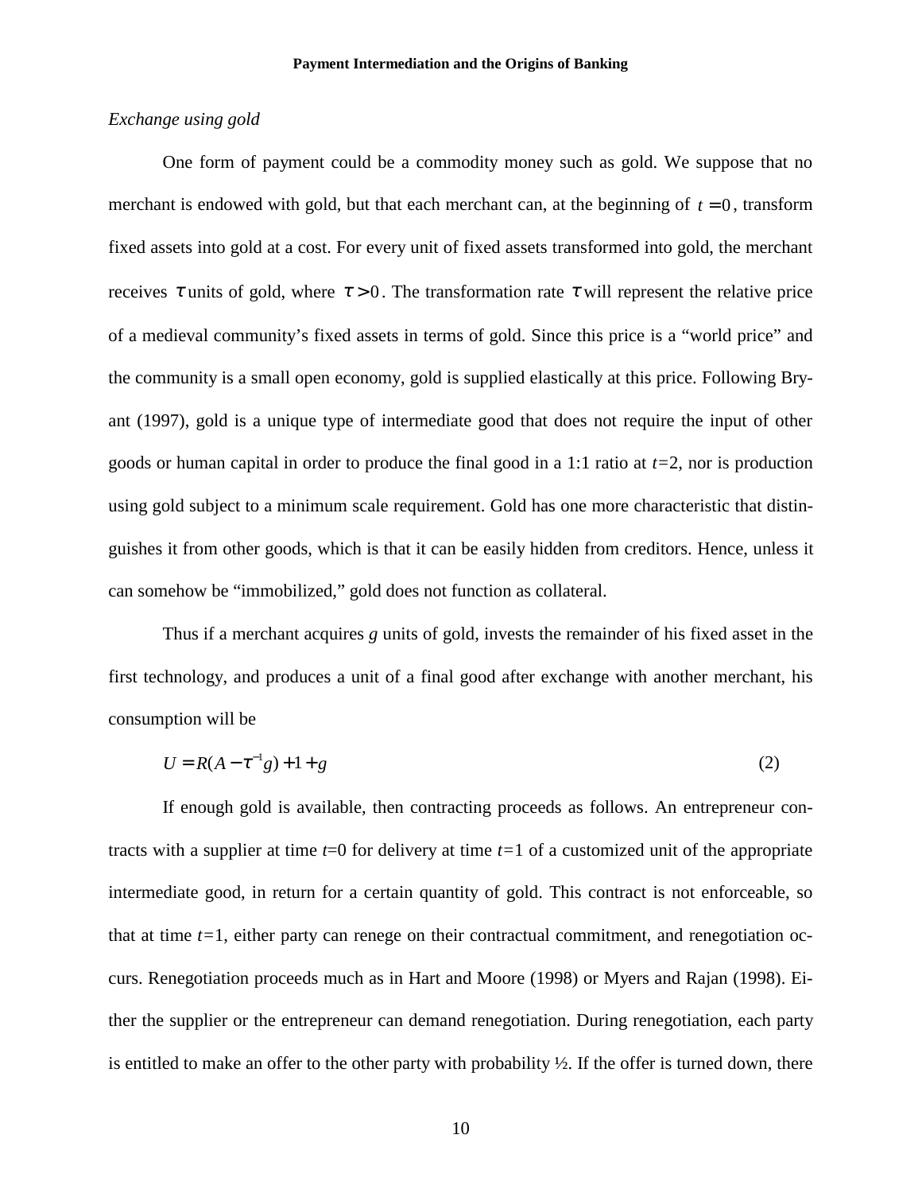*Exchange using gold*

One form of payment could be a commodity money such as gold. We suppose that no merchant is endowed with gold, but that each merchant can, at the beginning of $t = 0$, transform fixed assets into gold at a cost. For every unit of fixed assets transformed into gold, the merchant receives $\tau$ units of gold, where $\tau > 0$. The transformation rate $\tau$ will represent the relative price of a medieval community's fixed assets in terms of gold. Since this price is a "world price" and the community is a small open economy, gold is supplied elastically at this price. Following Bryant (1997), gold is a unique type of intermediate good that does not require the input of other goods or human capital in order to produce the final good in a 1:1 ratio at $t$=2, nor is production using gold subject to a minimum scale requirement. Gold has one more characteristic that distinguishes it from other goods, which is that it can be easily hidden from creditors. Hence, unless it can somehow be "immobilized," gold does not function as collateral.

Thus if a merchant acquires $g$ units of gold, invests the remainder of his fixed asset in the first technology, and produces a unit of a final good after exchange with another merchant, his consumption will be

$$U = R(A - \tau^{-1}g) + 1 + g \tag{2}$$

If enough gold is available, then contracting proceeds as follows. An entrepreneur contracts with a supplier at time $t$=0 for delivery at time $t$=1 of a customized unit of the appropriate intermediate good, in return for a certain quantity of gold. This contract is not enforceable, so that at time $t$=1, either party can renege on their contractual commitment, and renegotiation occurs. Renegotiation proceeds much as in Hart and Moore (1998) or Myers and Rajan (1998). Either the supplier or the entrepreneur can demand renegotiation. During renegotiation, each party is entitled to make an offer to the other party with probability ½. If the offer is turned down, there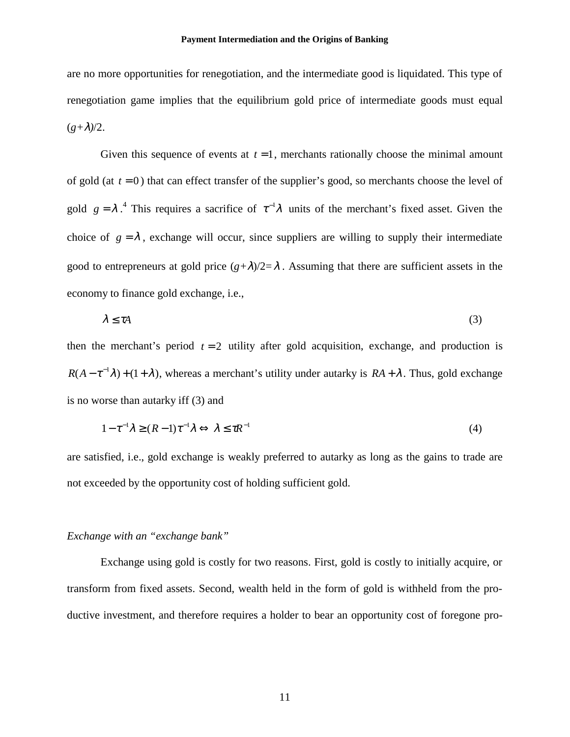are no more opportunities for renegotiation, and the intermediate good is liquidated. This type of renegotiation game implies that the equilibrium gold price of intermediate goods must equal $(g+\lambda)/2$.

Given this sequence of events at $t=1$, merchants rationally choose the minimal amount of gold (at $t=0$) that can effect transfer of the supplier's good, so merchants choose the level of gold $g=\lambda$.[4] This requires a sacrifice of $\tau^{-1}\lambda$ units of the merchant's fixed asset. Given the choice of $g=\lambda$, exchange will occur, since suppliers are willing to supply their intermediate good to entrepreneurs at gold price $(g+\lambda)/2=\lambda$. Assuming that there are sufficient assets in the economy to finance gold exchange, i.e.,

$$\lambda \leq \tau A \tag{3}$$

then the merchant's period $t=2$ utility after gold acquisition, exchange, and production is $R(A-\tau^{-1}\lambda)+(1+\lambda)$, whereas a merchant's utility under autarky is $RA+\lambda$. Thus, gold exchange is no worse than autarky iff (3) and

$$1-\tau^{-1}\lambda \geq (R-1)\tau^{-1}\lambda \Leftrightarrow \lambda \leq \tau R^{-1} \tag{4}$$

are satisfied, i.e., gold exchange is weakly preferred to autarky as long as the gains to trade are not exceeded by the opportunity cost of holding sufficient gold.

*Exchange with an "exchange bank"*

Exchange using gold is costly for two reasons. First, gold is costly to initially acquire, or transform from fixed assets. Second, wealth held in the form of gold is withheld from the productive investment, and therefore requires a holder to bear an opportunity cost of foregone pro-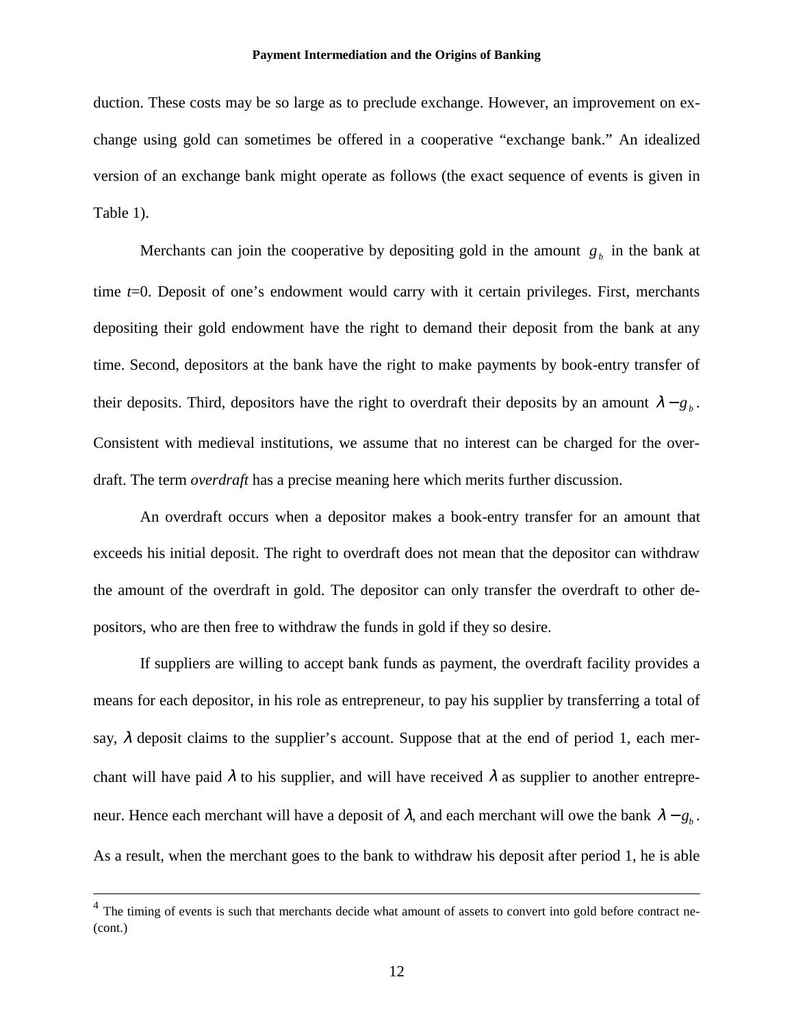duction. These costs may be so large as to preclude exchange. However, an improvement on exchange using gold can sometimes be offered in a cooperative "exchange bank." An idealized version of an exchange bank might operate as follows (the exact sequence of events is given in Table 1).

Merchants can join the cooperative by depositing gold in the amount $g_b$ in the bank at time $t$=0. Deposit of one's endowment would carry with it certain privileges. First, merchants depositing their gold endowment have the right to demand their deposit from the bank at any time. Second, depositors at the bank have the right to make payments by book-entry transfer of their deposits. Third, depositors have the right to overdraft their deposits by an amount $\lambda - g_b$. Consistent with medieval institutions, we assume that no interest can be charged for the overdraft. The term *overdraft* has a precise meaning here which merits further discussion.

An overdraft occurs when a depositor makes a book-entry transfer for an amount that exceeds his initial deposit. The right to overdraft does not mean that the depositor can withdraw the amount of the overdraft in gold. The depositor can only transfer the overdraft to other depositors, who are then free to withdraw the funds in gold if they so desire.

If suppliers are willing to accept bank funds as payment, the overdraft facility provides a means for each depositor, in his role as entrepreneur, to pay his supplier by transferring a total of say, $\lambda$ deposit claims to the supplier's account. Suppose that at the end of period 1, each merchant will have paid $\lambda$ to his supplier, and will have received $\lambda$ as supplier to another entrepreneur. Hence each merchant will have a deposit of $\lambda$, and each merchant will owe the bank $\lambda - g_b$. As a result, when the merchant goes to the bank to withdraw his deposit after period 1, he is able

[4] The timing of events is such that merchants decide what amount of assets to convert into gold before contract ne- (cont.)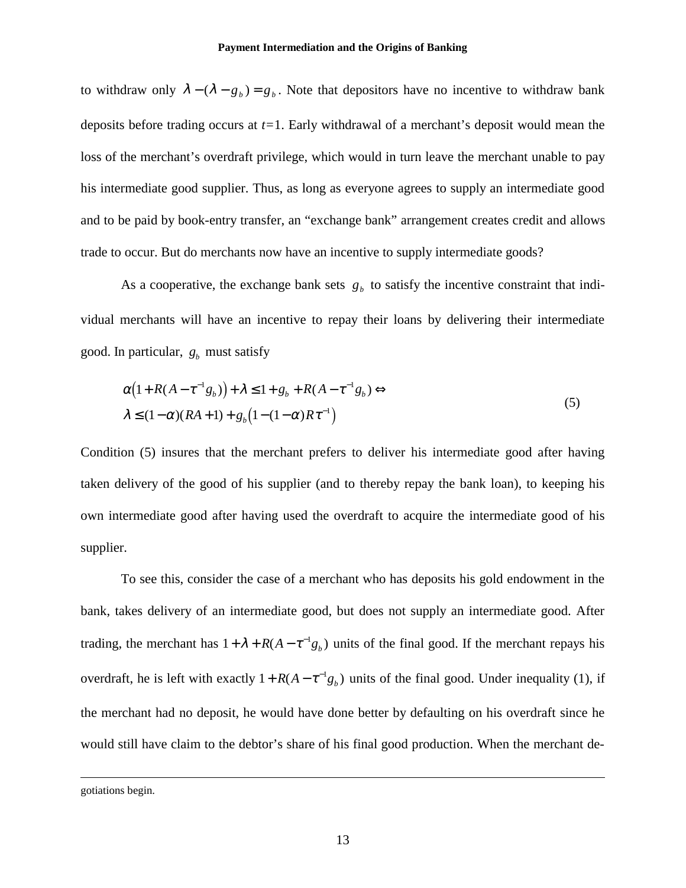to withdraw only $\lambda - (\lambda - g_b) = g_b$. Note that depositors have no incentive to withdraw bank deposits before trading occurs at $t$=1. Early withdrawal of a merchant's deposit would mean the loss of the merchant's overdraft privilege, which would in turn leave the merchant unable to pay his intermediate good supplier. Thus, as long as everyone agrees to supply an intermediate good and to be paid by book-entry transfer, an "exchange bank" arrangement creates credit and allows trade to occur. But do merchants now have an incentive to supply intermediate goods?

As a cooperative, the exchange bank sets $g_b$ to satisfy the incentive constraint that individual merchants will have an incentive to repay their loans by delivering their intermediate good. In particular, $g_b$ must satisfy

$$
\begin{aligned}
&\alpha\left(1 + R(A - \tau^{-1} g_b)\right) + \lambda \leq 1 + g_b + R(A - \tau^{-1} g_b) \Leftrightarrow \\
&\lambda \leq (1-\alpha)(RA+1) + g_b\left(1 - (1-\alpha) R \tau^{-1}\right)
\end{aligned}
\tag{5}
$$

Condition (5) insures that the merchant prefers to deliver his intermediate good after having taken delivery of the good of his supplier (and to thereby repay the bank loan), to keeping his own intermediate good after having used the overdraft to acquire the intermediate good of his supplier.

To see this, consider the case of a merchant who has deposits his gold endowment in the bank, takes delivery of an intermediate good, but does not supply an intermediate good. After trading, the merchant has $1 + \lambda + R(A - \tau^{-1} g_b)$ units of the final good. If the merchant repays his overdraft, he is left with exactly $1 + R(A - \tau^{-1} g_b)$ units of the final good. Under inequality (1), if the merchant had no deposit, he would have done better by defaulting on his overdraft since he would still have claim to the debtor's share of his final good production. When the merchant de-

gotiations begin.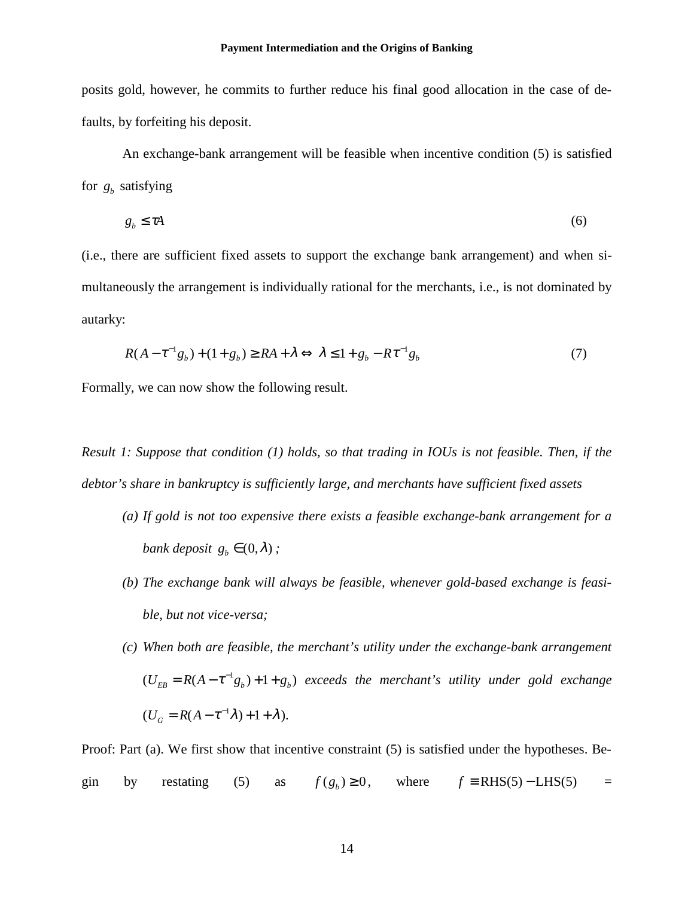posits gold, however, he commits to further reduce his final good allocation in the case of defaults, by forfeiting his deposit.

An exchange-bank arrangement will be feasible when incentive condition (5) is satisfied for $g_b$ satisfying

$$g_b \leq \tau A \tag{6}$$

(i.e., there are sufficient fixed assets to support the exchange bank arrangement) and when simultaneously the arrangement is individually rational for the merchants, i.e., is not dominated by autarky:

$$R(A - \tau^{-1} g_b) + (1 + g_b) \geq RA + \lambda \Leftrightarrow \ \lambda \leq 1 + g_b - R\tau^{-1} g_b \tag{7}$$

Formally, we can now show the following result.

*Result 1: Suppose that condition (1) holds, so that trading in IOUs is not feasible. Then, if the debtor's share in bankruptcy is sufficiently large, and merchants have sufficient fixed assets*

- *(a) If gold is not too expensive there exists a feasible exchange-bank arrangement for a bank deposit $g_b \in (0, \lambda)$ ;*
- *(b) The exchange bank will always be feasible, whenever gold-based exchange is feasible, but not vice-versa;*
- *(c) When both are feasible, the merchant's utility under the exchange-bank arrangement $(U_{EB} = R(A - \tau^{-1} g_b) + 1 + g_b)$ exceeds the merchant's utility under gold exchange $(U_G = R(A - \tau^{-1}\lambda) + 1 + \lambda)$.*

Proof: Part (a). We first show that incentive constraint (5) is satisfied under the hypotheses. Begin by restating (5) as $f(g_b) \geq 0$, where $f \equiv \text{RHS}(5) - \text{LHS}(5)$ =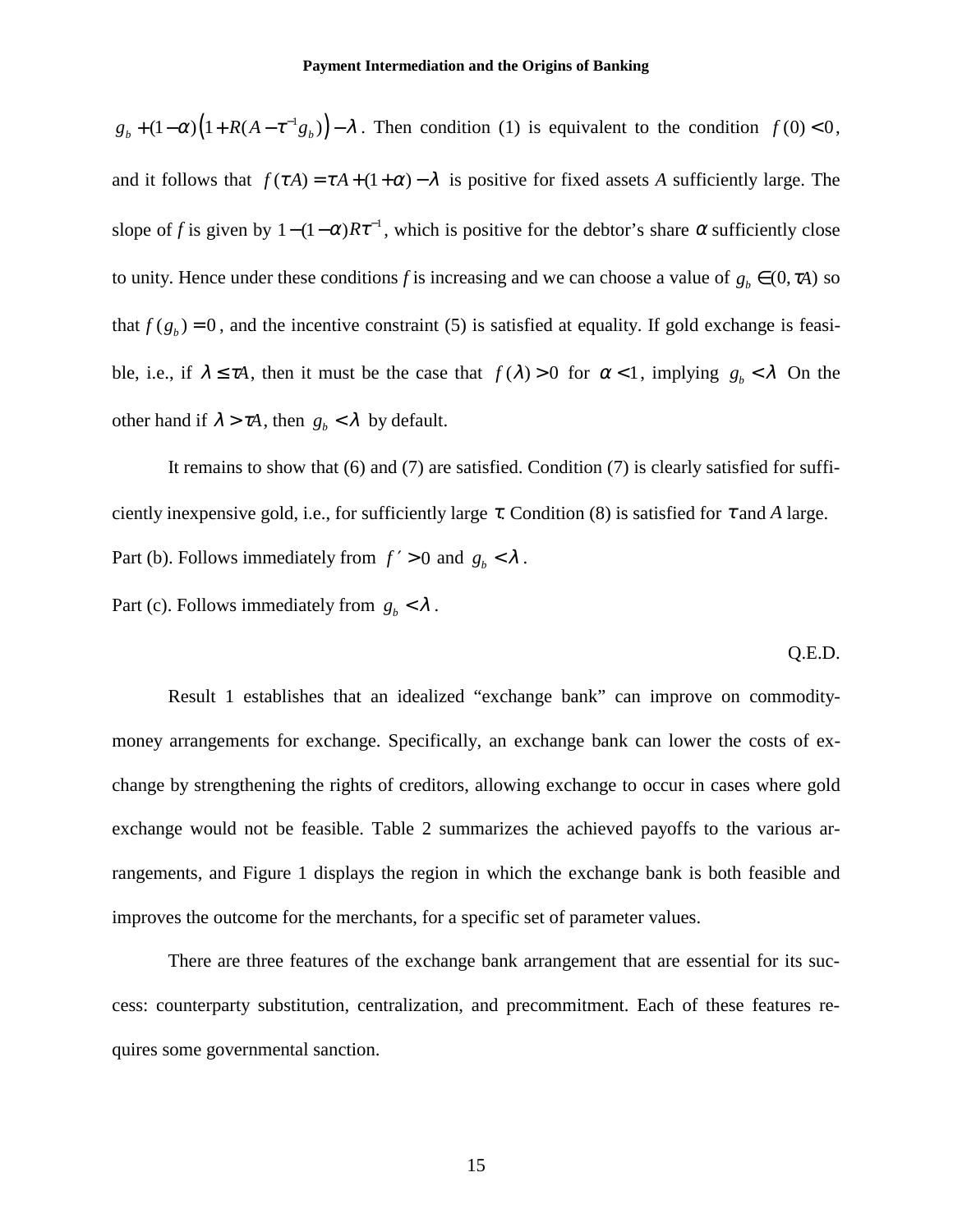$g_b + (1-\alpha)\left(1 + R(A - \tau^{-1} g_b)\right) - \lambda$. Then condition (1) is equivalent to the condition $f(0) < 0$, and it follows that $f(\tau A) = \tau A + (1+\alpha) - \lambda$ is positive for fixed assets *A* sufficiently large. The slope of *f* is given by $1-(1-\alpha)R\tau^{-1}$, which is positive for the debtor's share $\alpha$ sufficiently close to unity. Hence under these conditions *f* is increasing and we can choose a value of $g_b \in (0, \tau A)$ so that $f(g_b) = 0$, and the incentive constraint (5) is satisfied at equality. If gold exchange is feasible, i.e., if $\lambda \le \tau A$, then it must be the case that $f(\lambda) > 0$ for $\alpha < 1$, implying $g_b < \lambda$ On the other hand if $\lambda > \tau A$, then $g_b < \lambda$ by default.

It remains to show that (6) and (7) are satisfied. Condition (7) is clearly satisfied for sufficiently inexpensive gold, i.e., for sufficiently large $\tau$. Condition (8) is satisfied for $\tau$ and *A* large.

Part (b). Follows immediately from $f' > 0$ and $g_b < \lambda$.

Part (c). Follows immediately from $g_b < \lambda$.

Q.E.D.

Result 1 establishes that an idealized "exchange bank" can improve on commodity-money arrangements for exchange. Specifically, an exchange bank can lower the costs of exchange by strengthening the rights of creditors, allowing exchange to occur in cases where gold exchange would not be feasible. Table 2 summarizes the achieved payoffs to the various arrangements, and Figure 1 displays the region in which the exchange bank is both feasible and improves the outcome for the merchants, for a specific set of parameter values.

There are three features of the exchange bank arrangement that are essential for its success: counterparty substitution, centralization, and precommitment. Each of these features requires some governmental sanction.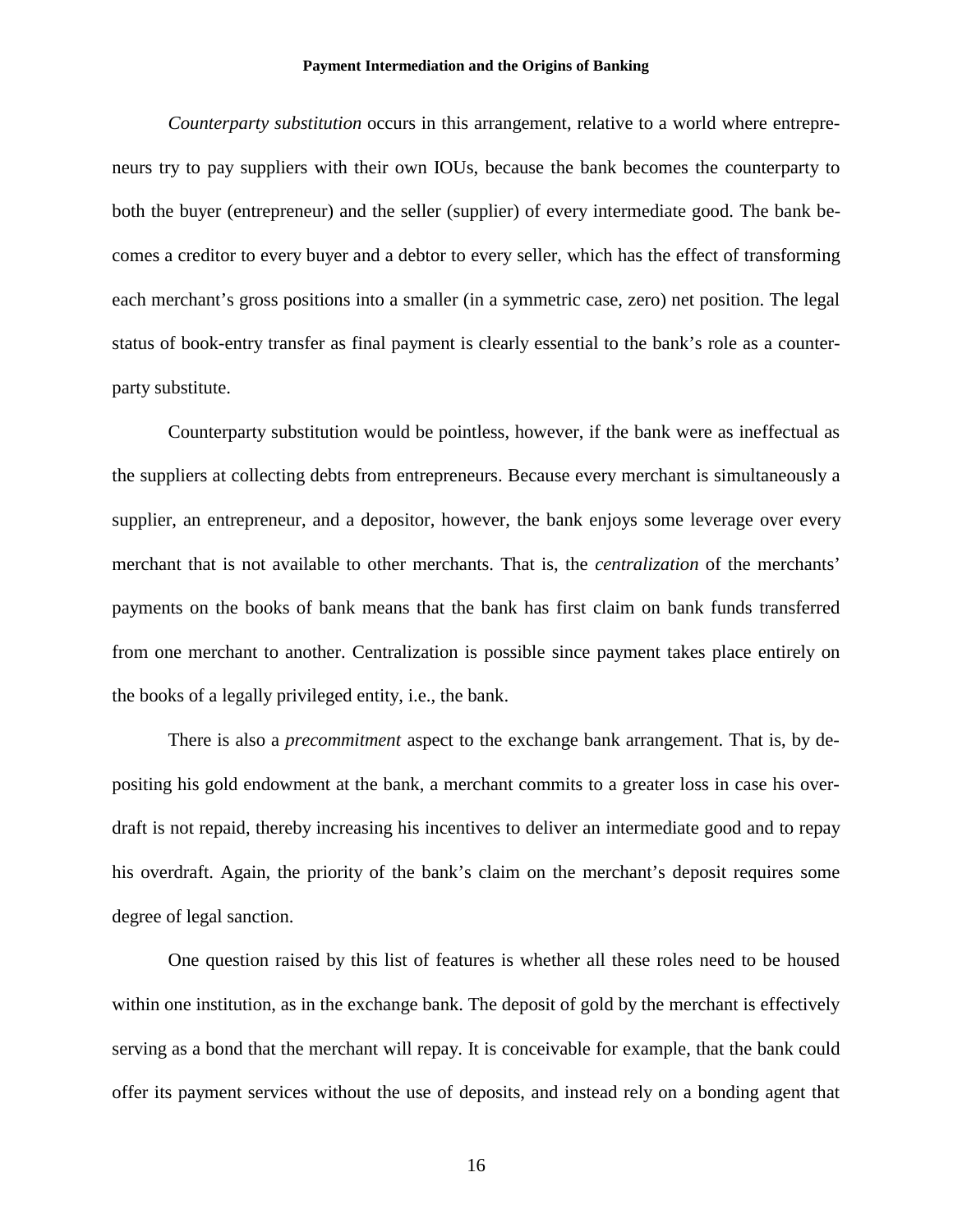*Counterparty substitution* occurs in this arrangement, relative to a world where entrepreneurs try to pay suppliers with their own IOUs, because the bank becomes the counterparty to both the buyer (entrepreneur) and the seller (supplier) of every intermediate good. The bank becomes a creditor to every buyer and a debtor to every seller, which has the effect of transforming each merchant's gross positions into a smaller (in a symmetric case, zero) net position. The legal status of book-entry transfer as final payment is clearly essential to the bank's role as a counterparty substitute.

Counterparty substitution would be pointless, however, if the bank were as ineffectual as the suppliers at collecting debts from entrepreneurs. Because every merchant is simultaneously a supplier, an entrepreneur, and a depositor, however, the bank enjoys some leverage over every merchant that is not available to other merchants. That is, the *centralization* of the merchants' payments on the books of bank means that the bank has first claim on bank funds transferred from one merchant to another. Centralization is possible since payment takes place entirely on the books of a legally privileged entity, i.e., the bank.

There is also a *precommitment* aspect to the exchange bank arrangement. That is, by depositing his gold endowment at the bank, a merchant commits to a greater loss in case his overdraft is not repaid, thereby increasing his incentives to deliver an intermediate good and to repay his overdraft. Again, the priority of the bank's claim on the merchant's deposit requires some degree of legal sanction.

One question raised by this list of features is whether all these roles need to be housed within one institution, as in the exchange bank. The deposit of gold by the merchant is effectively serving as a bond that the merchant will repay. It is conceivable for example, that the bank could offer its payment services without the use of deposits, and instead rely on a bonding agent that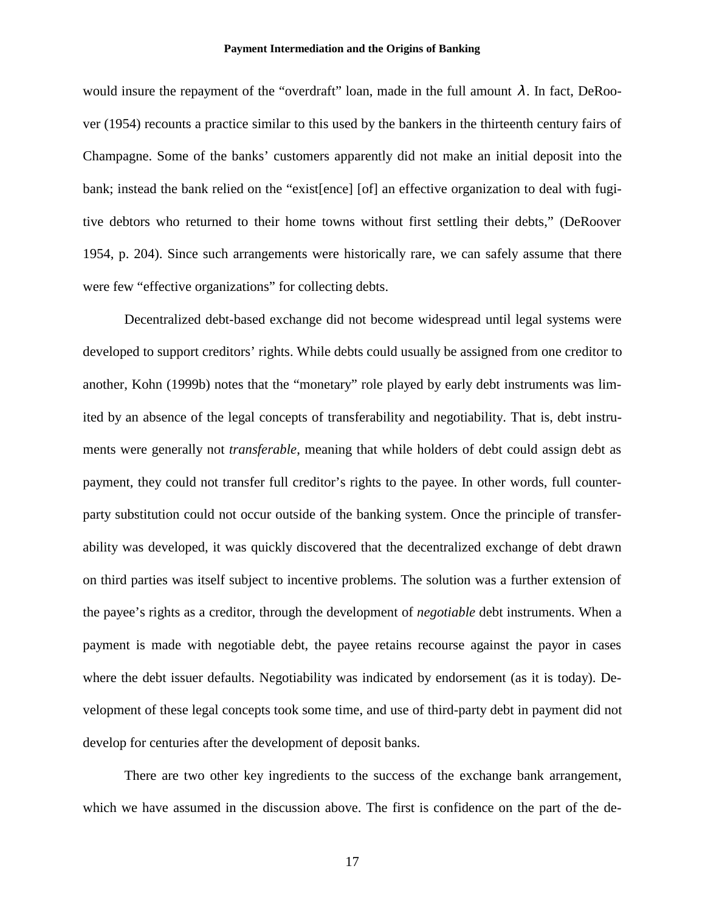would insure the repayment of the "overdraft" loan, made in the full amount $\lambda$. In fact, DeRoover (1954) recounts a practice similar to this used by the bankers in the thirteenth century fairs of Champagne. Some of the banks' customers apparently did not make an initial deposit into the bank; instead the bank relied on the "exist[ence] [of] an effective organization to deal with fugitive debtors who returned to their home towns without first settling their debts," (DeRoover 1954, p. 204). Since such arrangements were historically rare, we can safely assume that there were few "effective organizations" for collecting debts.

Decentralized debt-based exchange did not become widespread until legal systems were developed to support creditors' rights. While debts could usually be assigned from one creditor to another, Kohn (1999b) notes that the "monetary" role played by early debt instruments was limited by an absence of the legal concepts of transferability and negotiability. That is, debt instruments were generally not *transferable*, meaning that while holders of debt could assign debt as payment, they could not transfer full creditor's rights to the payee. In other words, full counterparty substitution could not occur outside of the banking system. Once the principle of transferability was developed, it was quickly discovered that the decentralized exchange of debt drawn on third parties was itself subject to incentive problems. The solution was a further extension of the payee's rights as a creditor, through the development of *negotiable* debt instruments. When a payment is made with negotiable debt, the payee retains recourse against the payor in cases where the debt issuer defaults. Negotiability was indicated by endorsement (as it is today). Development of these legal concepts took some time, and use of third-party debt in payment did not develop for centuries after the development of deposit banks.

There are two other key ingredients to the success of the exchange bank arrangement, which we have assumed in the discussion above. The first is confidence on the part of the de-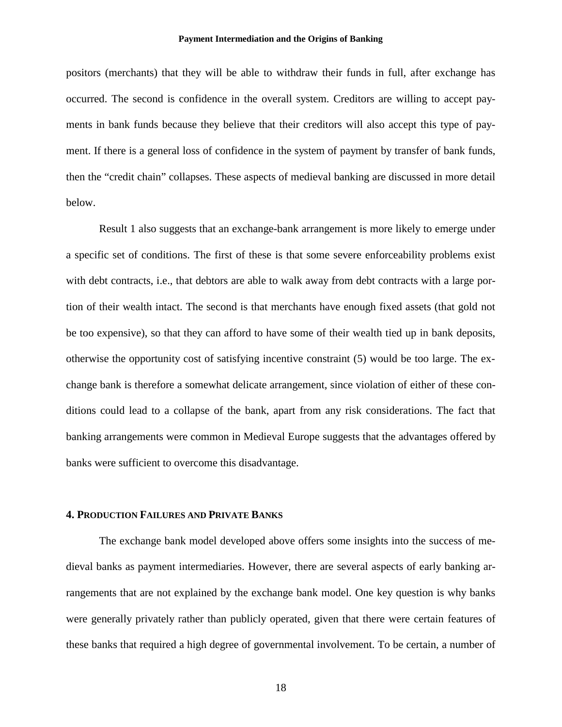positors (merchants) that they will be able to withdraw their funds in full, after exchange has occurred. The second is confidence in the overall system. Creditors are willing to accept payments in bank funds because they believe that their creditors will also accept this type of payment. If there is a general loss of confidence in the system of payment by transfer of bank funds, then the "credit chain" collapses. These aspects of medieval banking are discussed in more detail below.

Result 1 also suggests that an exchange-bank arrangement is more likely to emerge under a specific set of conditions. The first of these is that some severe enforceability problems exist with debt contracts, i.e., that debtors are able to walk away from debt contracts with a large portion of their wealth intact. The second is that merchants have enough fixed assets (that gold not be too expensive), so that they can afford to have some of their wealth tied up in bank deposits, otherwise the opportunity cost of satisfying incentive constraint (5) would be too large. The exchange bank is therefore a somewhat delicate arrangement, since violation of either of these conditions could lead to a collapse of the bank, apart from any risk considerations. The fact that banking arrangements were common in Medieval Europe suggests that the advantages offered by banks were sufficient to overcome this disadvantage.

## 4. Production Failures and Private Banks

The exchange bank model developed above offers some insights into the success of medieval banks as payment intermediaries. However, there are several aspects of early banking arrangements that are not explained by the exchange bank model. One key question is why banks were generally privately rather than publicly operated, given that there were certain features of these banks that required a high degree of governmental involvement. To be certain, a number of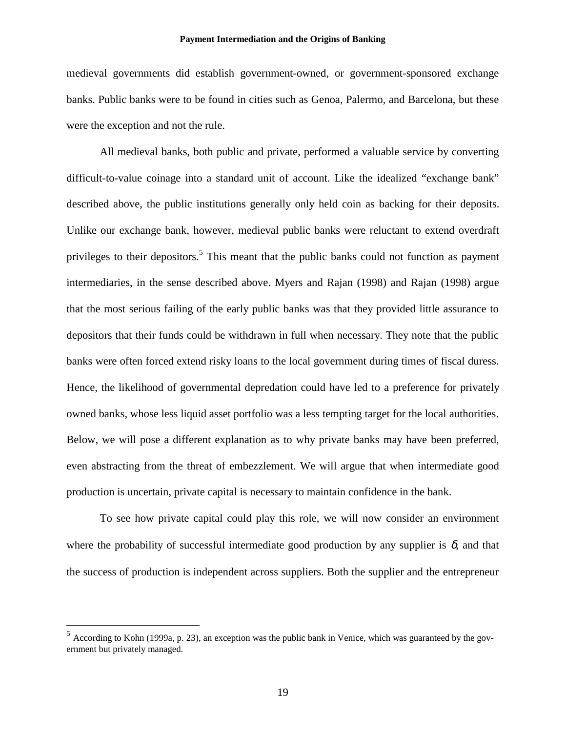medieval governments did establish government-owned, or government-sponsored exchange banks. Public banks were to be found in cities such as Genoa, Palermo, and Barcelona, but these were the exception and not the rule.

All medieval banks, both public and private, performed a valuable service by converting difficult-to-value coinage into a standard unit of account. Like the idealized "exchange bank" described above, the public institutions generally only held coin as backing for their deposits. Unlike our exchange bank, however, medieval public banks were reluctant to extend overdraft privileges to their depositors.[5] This meant that the public banks could not function as payment intermediaries, in the sense described above. Myers and Rajan (1998) and Rajan (1998) argue that the most serious failing of the early public banks was that they provided little assurance to depositors that their funds could be withdrawn in full when necessary. They note that the public banks were often forced extend risky loans to the local government during times of fiscal duress. Hence, the likelihood of governmental depredation could have led to a preference for privately owned banks, whose less liquid asset portfolio was a less tempting target for the local authorities. Below, we will pose a different explanation as to why private banks may have been preferred, even abstracting from the threat of embezzlement. We will argue that when intermediate good production is uncertain, private capital is necessary to maintain confidence in the bank.

To see how private capital could play this role, we will now consider an environment where the probability of successful intermediate good production by any supplier is $\delta$, and that the success of production is independent across suppliers. Both the supplier and the entrepreneur

[5] According to Kohn (1999a, p. 23), an exception was the public bank in Venice, which was guaranteed by the government but privately managed.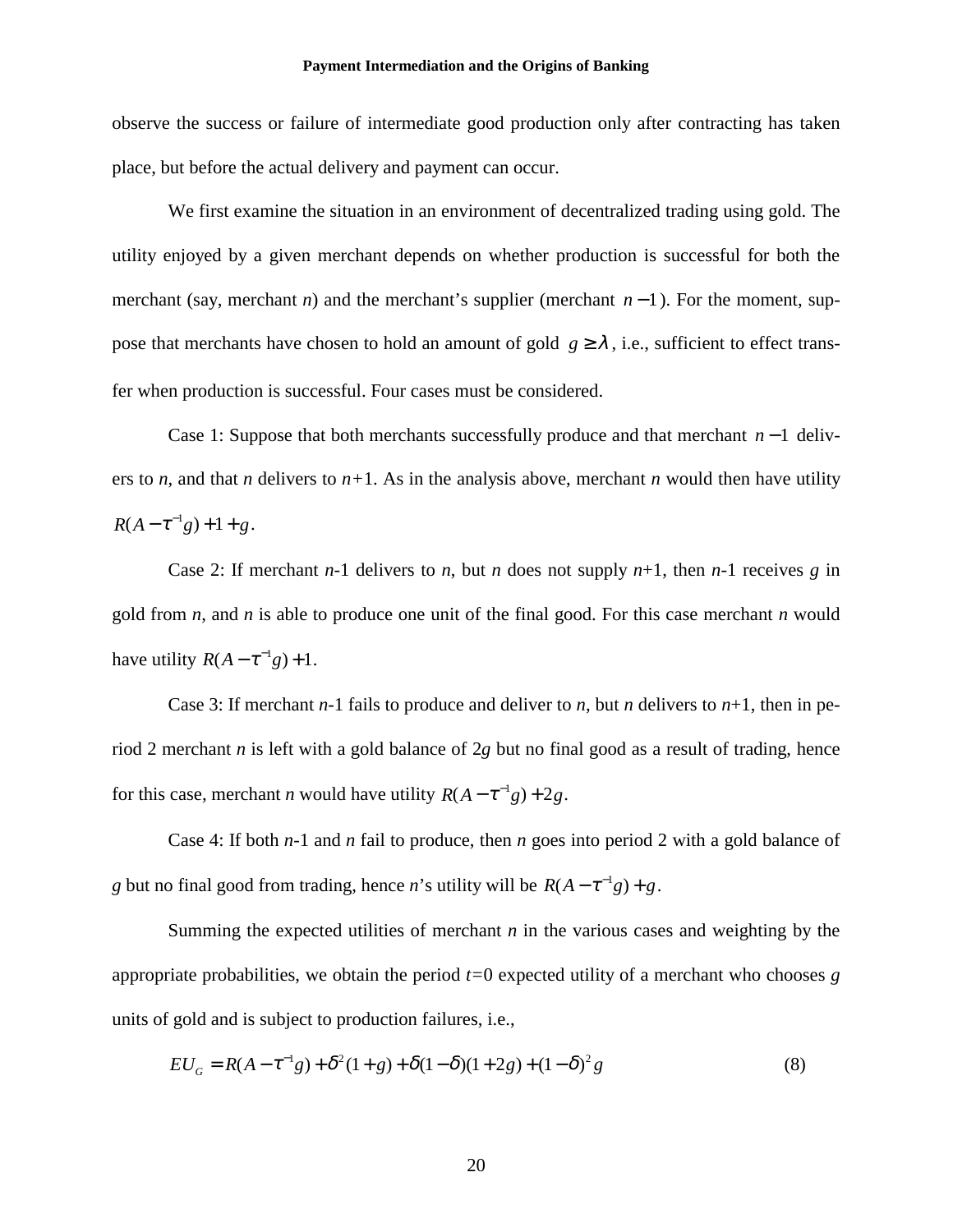observe the success or failure of intermediate good production only after contracting has taken place, but before the actual delivery and payment can occur.

We first examine the situation in an environment of decentralized trading using gold. The utility enjoyed by a given merchant depends on whether production is successful for both the merchant (say, merchant *n*) and the merchant's supplier (merchant $n-1$). For the moment, suppose that merchants have chosen to hold an amount of gold $g \geq \lambda$, i.e., sufficient to effect transfer when production is successful. Four cases must be considered.

Case 1: Suppose that both merchants successfully produce and that merchant $n-1$ delivers to *n*, and that *n* delivers to *n*+1. As in the analysis above, merchant *n* would then have utility $R(A-\tau^{-1}g)+1+g$.

Case 2: If merchant *n*-1 delivers to *n*, but *n* does not supply *n*+1, then *n*-1 receives *g* in gold from *n*, and *n* is able to produce one unit of the final good. For this case merchant *n* would have utility $R(A-\tau^{-1}g)+1$.

Case 3: If merchant *n*-1 fails to produce and deliver to *n*, but *n* delivers to *n*+1, then in period 2 merchant *n* is left with a gold balance of 2*g* but no final good as a result of trading, hence for this case, merchant *n* would have utility $R(A-\tau^{-1}g)+2g$.

Case 4: If both *n*-1 and *n* fail to produce, then *n* goes into period 2 with a gold balance of *g* but no final good from trading, hence *n*'s utility will be $R(A-\tau^{-1}g)+g$.

Summing the expected utilities of merchant *n* in the various cases and weighting by the appropriate probabilities, we obtain the period *t*=0 expected utility of a merchant who chooses *g* units of gold and is subject to production failures, i.e.,

$$EU_G = R(A-\tau^{-1}g)+\delta^2(1+g)+\delta(1-\delta)(1+2g)+(1-\delta)^2 g \tag{8}$$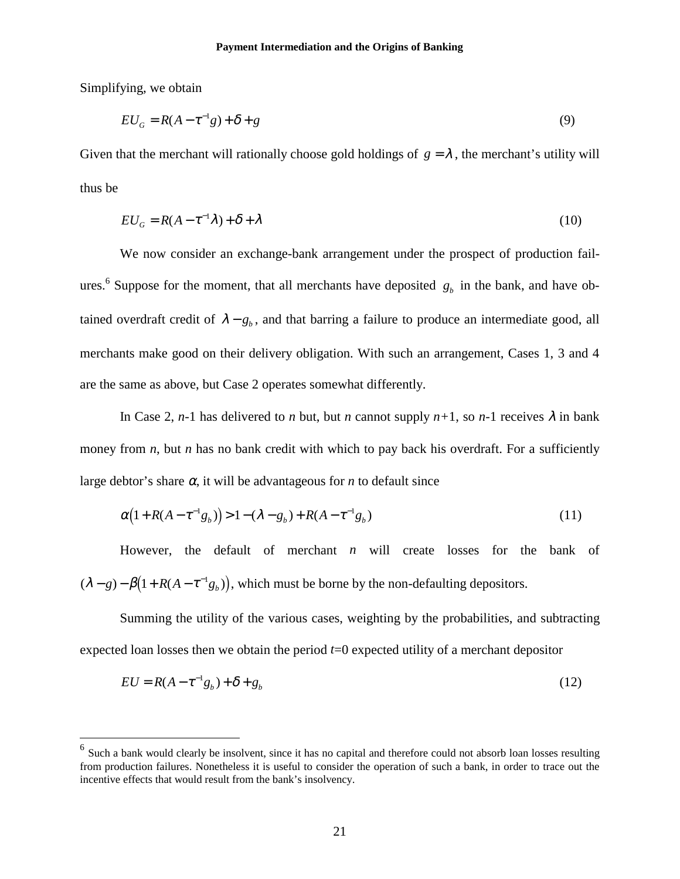Simplifying, we obtain

$$EU_G = R(A - \tau^{-1}g) + \delta + g \tag{9}$$

Given that the merchant will rationally choose gold holdings of $g = \lambda$, the merchant's utility will thus be

$$EU_G = R(A - \tau^{-1}\lambda) + \delta + \lambda \tag{10}$$

We now consider an exchange-bank arrangement under the prospect of production failures.[6] Suppose for the moment, that all merchants have deposited $g_b$ in the bank, and have obtained overdraft credit of $\lambda - g_b$, and that barring a failure to produce an intermediate good, all merchants make good on their delivery obligation. With such an arrangement, Cases 1, 3 and 4 are the same as above, but Case 2 operates somewhat differently.

In Case 2, *n*-1 has delivered to *n* but, but *n* cannot supply *n*+1, so *n*-1 receives $\lambda$ in bank money from *n*, but *n* has no bank credit with which to pay back his overdraft. For a sufficiently large debtor's share $\alpha$, it will be advantageous for *n* to default since

$$\alpha\left(1 + R(A - \tau^{-1}g_b)\right) > 1 - (\lambda - g_b) + R(A - \tau^{-1}g_b) \tag{11}$$

However, the default of merchant $n$ will create losses for the bank of $(\lambda - g) - \beta\left(1 + R(A - \tau^{-1}g_b)\right)$, which must be borne by the non-defaulting depositors.

Summing the utility of the various cases, weighting by the probabilities, and subtracting expected loan losses then we obtain the period $t$=0 expected utility of a merchant depositor

$$EU = R(A - \tau^{-1}g_b) + \delta + g_b \tag{12}$$

---

[6] Such a bank would clearly be insolvent, since it has no capital and therefore could not absorb loan losses resulting from production failures. Nonetheless it is useful to consider the operation of such a bank, in order to trace out the incentive effects that would result from the bank's insolvency.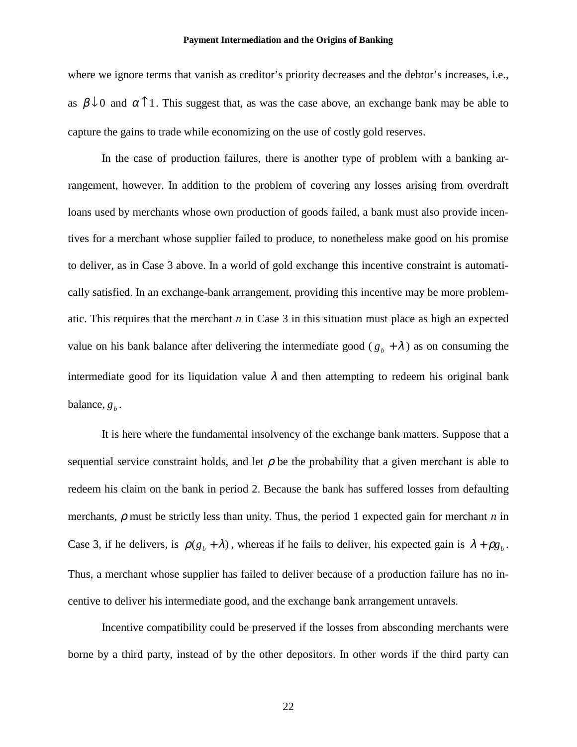where we ignore terms that vanish as creditor's priority decreases and the debtor's increases, i.e., as $\beta \downarrow 0$ and $\alpha \uparrow 1$. This suggest that, as was the case above, an exchange bank may be able to capture the gains to trade while economizing on the use of costly gold reserves.

In the case of production failures, there is another type of problem with a banking arrangement, however. In addition to the problem of covering any losses arising from overdraft loans used by merchants whose own production of goods failed, a bank must also provide incentives for a merchant whose supplier failed to produce, to nonetheless make good on his promise to deliver, as in Case 3 above. In a world of gold exchange this incentive constraint is automatically satisfied. In an exchange-bank arrangement, providing this incentive may be more problematic. This requires that the merchant *n* in Case 3 in this situation must place as high an expected value on his bank balance after delivering the intermediate good ($g_b + \lambda$) as on consuming the intermediate good for its liquidation value $\lambda$ and then attempting to redeem his original bank balance, $g_b$.

It is here where the fundamental insolvency of the exchange bank matters. Suppose that a sequential service constraint holds, and let $\rho$ be the probability that a given merchant is able to redeem his claim on the bank in period 2. Because the bank has suffered losses from defaulting merchants, $\rho$ must be strictly less than unity. Thus, the period 1 expected gain for merchant *n* in Case 3, if he delivers, is $\rho(g_b + \lambda)$, whereas if he fails to deliver, his expected gain is $\lambda + \rho g_b$. Thus, a merchant whose supplier has failed to deliver because of a production failure has no incentive to deliver his intermediate good, and the exchange bank arrangement unravels.

Incentive compatibility could be preserved if the losses from absconding merchants were borne by a third party, instead of by the other depositors. In other words if the third party can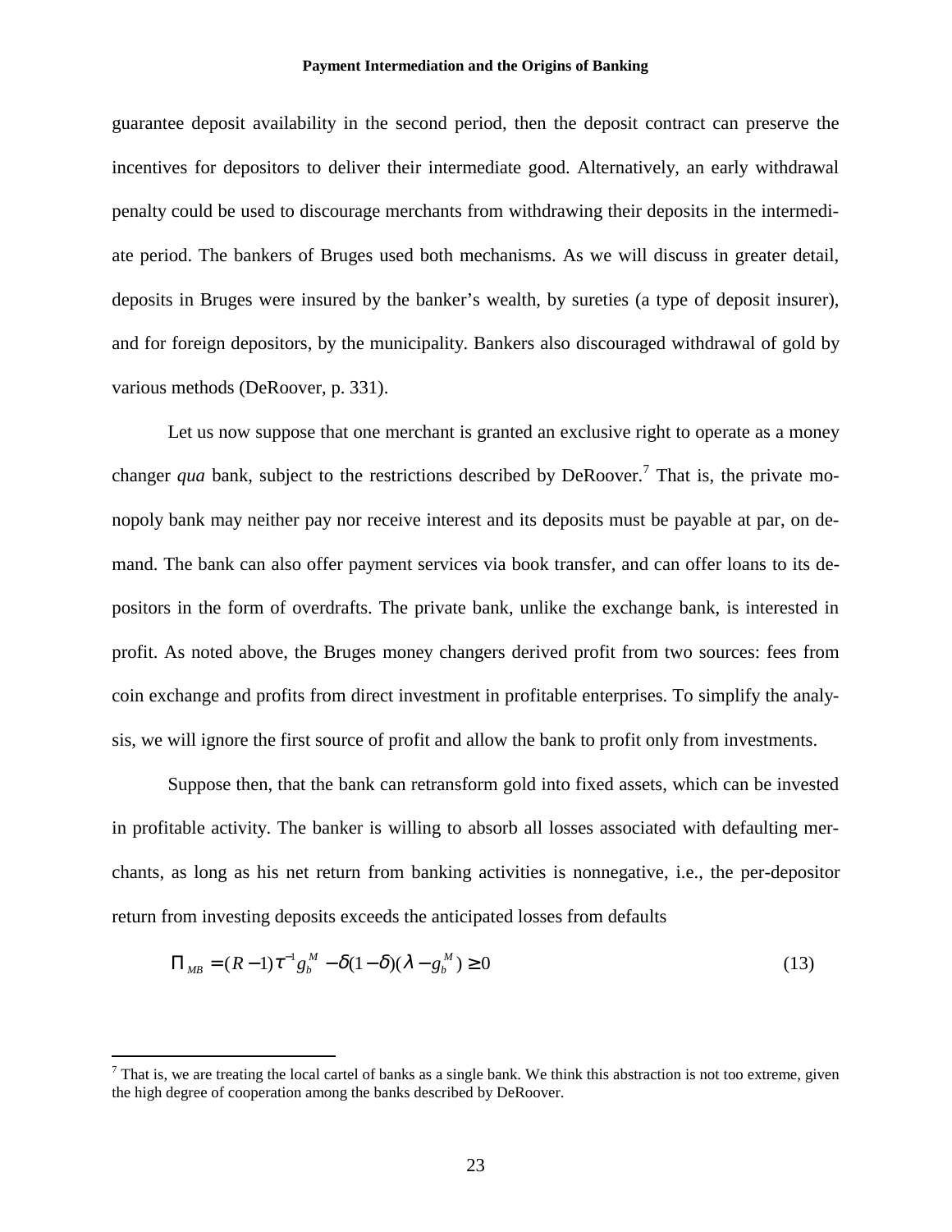guarantee deposit availability in the second period, then the deposit contract can preserve the incentives for depositors to deliver their intermediate good. Alternatively, an early withdrawal penalty could be used to discourage merchants from withdrawing their deposits in the intermediate period. The bankers of Bruges used both mechanisms. As we will discuss in greater detail, deposits in Bruges were insured by the banker's wealth, by sureties (a type of deposit insurer), and for foreign depositors, by the municipality. Bankers also discouraged withdrawal of gold by various methods (DeRoover, p. 331).

Let us now suppose that one merchant is granted an exclusive right to operate as a money changer *qua* bank, subject to the restrictions described by DeRoover.[7] That is, the private monopoly bank may neither pay nor receive interest and its deposits must be payable at par, on demand. The bank can also offer payment services via book transfer, and can offer loans to its depositors in the form of overdrafts. The private bank, unlike the exchange bank, is interested in profit. As noted above, the Bruges money changers derived profit from two sources: fees from coin exchange and profits from direct investment in profitable enterprises. To simplify the analysis, we will ignore the first source of profit and allow the bank to profit only from investments.

Suppose then, that the bank can retransform gold into fixed assets, which can be invested in profitable activity. The banker is willing to absorb all losses associated with defaulting merchants, as long as his net return from banking activities is nonnegative, i.e., the per-depositor return from investing deposits exceeds the anticipated losses from defaults

$$\Pi_{MB} = (R-1)\tau^{-1}g_b^M - \delta(1-\delta)(\lambda - g_b^M) \geq 0 \tag{13}$$

[7] That is, we are treating the local cartel of banks as a single bank. We think this abstraction is not too extreme, given the high degree of cooperation among the banks described by DeRoover.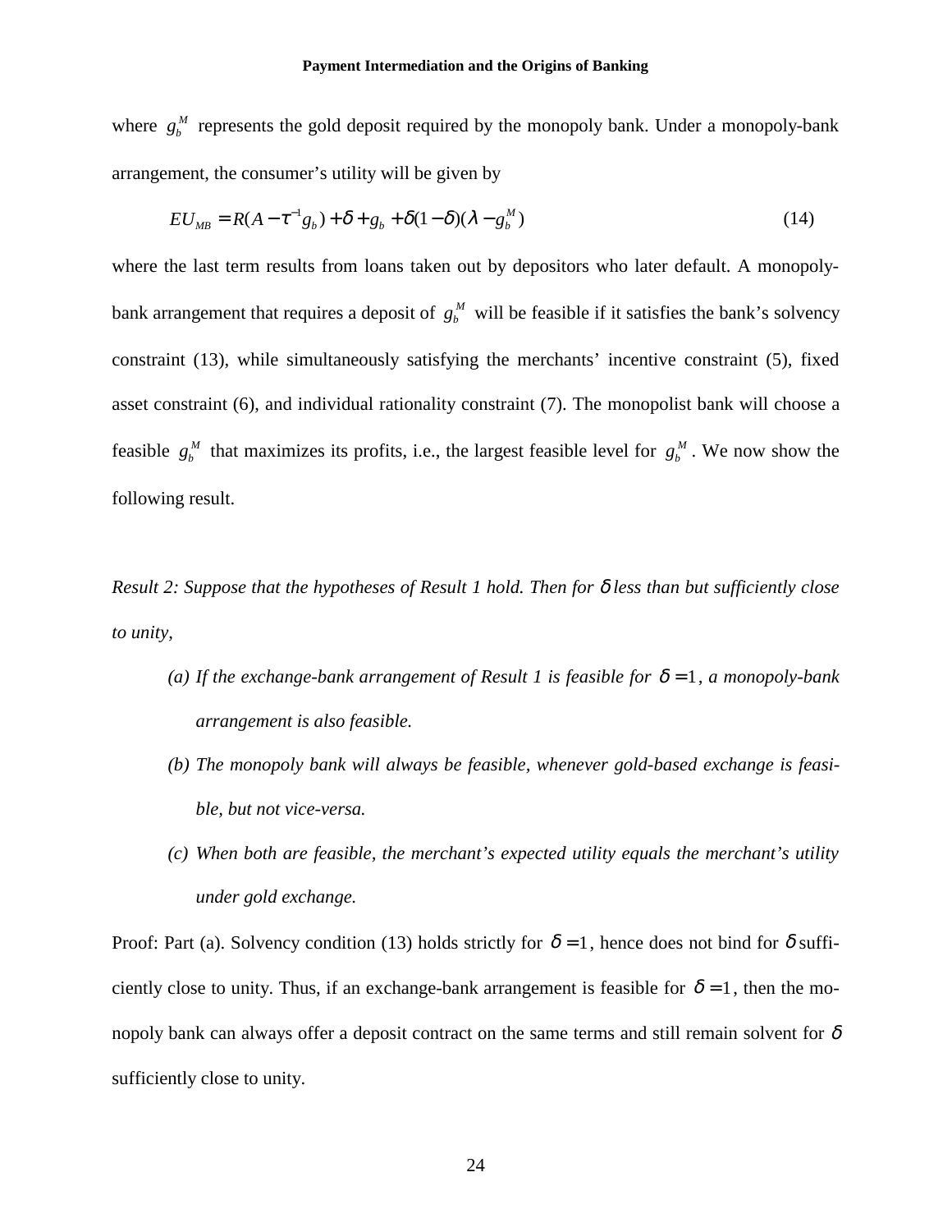where $g_b^M$ represents the gold deposit required by the monopoly bank. Under a monopoly-bank arrangement, the consumer's utility will be given by

$$EU_{MB} = R(A - \tau^{-1} g_b) + \delta + g_b + \delta(1-\delta)(\lambda - g_b^M) \tag{14}$$

where the last term results from loans taken out by depositors who later default. A monopoly-bank arrangement that requires a deposit of $g_b^M$ will be feasible if it satisfies the bank's solvency constraint (13), while simultaneously satisfying the merchants' incentive constraint (5), fixed asset constraint (6), and individual rationality constraint (7). The monopolist bank will choose a feasible $g_b^M$ that maximizes its profits, i.e., the largest feasible level for $g_b^M$. We now show the following result.

*Result 2: Suppose that the hypotheses of Result 1 hold. Then for $\delta$ less than but sufficiently close to unity,*

- *(a) If the exchange-bank arrangement of Result 1 is feasible for $\delta = 1$, a monopoly-bank arrangement is also feasible.*
- *(b) The monopoly bank will always be feasible, whenever gold-based exchange is feasible, but not vice-versa.*
- *(c) When both are feasible, the merchant's expected utility equals the merchant's utility under gold exchange.*

Proof: Part (a). Solvency condition (13) holds strictly for $\delta = 1$, hence does not bind for $\delta$ sufficiently close to unity. Thus, if an exchange-bank arrangement is feasible for $\delta = 1$, then the monopoly bank can always offer a deposit contract on the same terms and still remain solvent for $\delta$ sufficiently close to unity.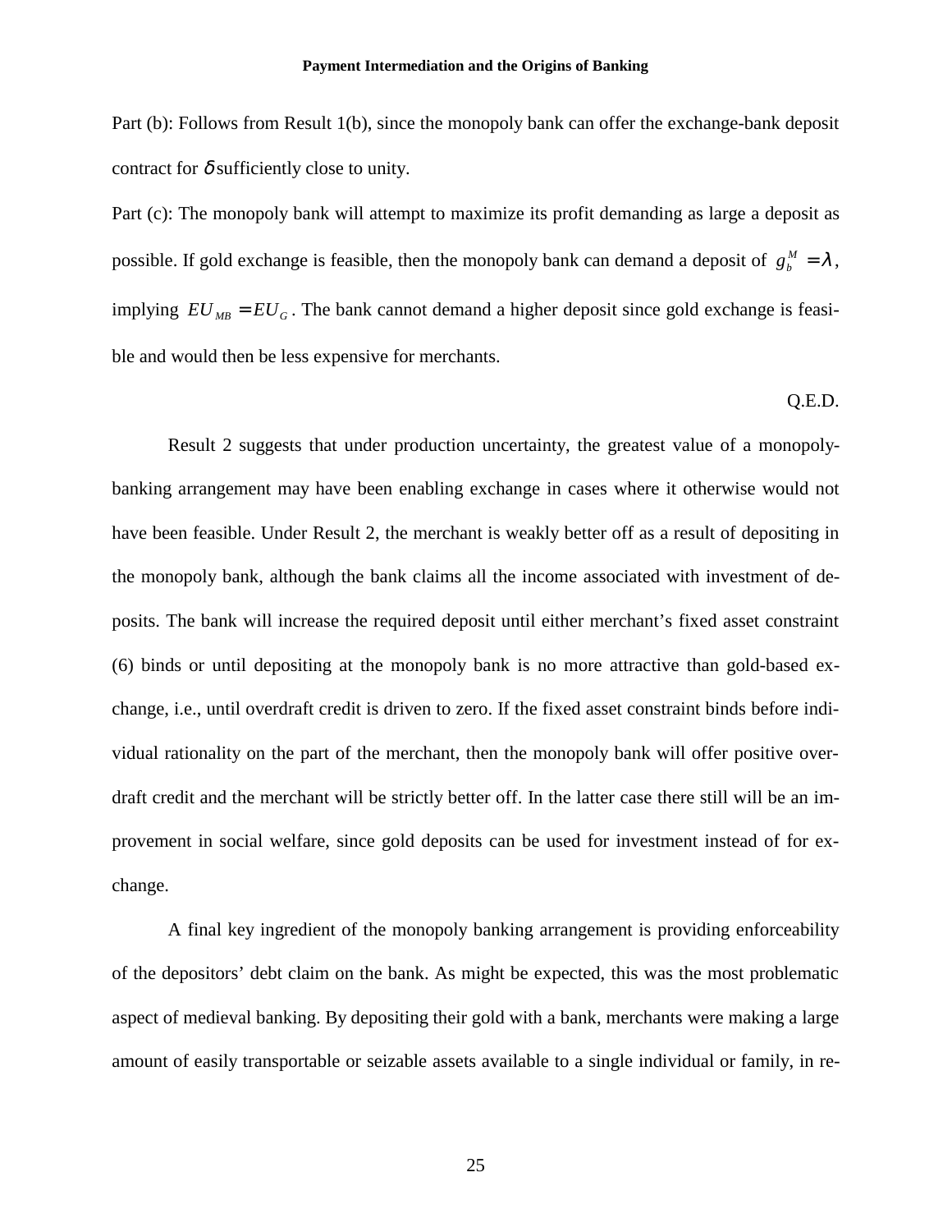Part (b): Follows from Result 1(b), since the monopoly bank can offer the exchange-bank deposit contract for $\delta$ sufficiently close to unity.

Part (c): The monopoly bank will attempt to maximize its profit demanding as large a deposit as possible. If gold exchange is feasible, then the monopoly bank can demand a deposit of $g_b^M = \lambda$, implying $EU_{MB} = EU_G$. The bank cannot demand a higher deposit since gold exchange is feasible and would then be less expensive for merchants.

Q.E.D.

Result 2 suggests that under production uncertainty, the greatest value of a monopoly-banking arrangement may have been enabling exchange in cases where it otherwise would not have been feasible. Under Result 2, the merchant is weakly better off as a result of depositing in the monopoly bank, although the bank claims all the income associated with investment of deposits. The bank will increase the required deposit until either merchant's fixed asset constraint (6) binds or until depositing at the monopoly bank is no more attractive than gold-based exchange, i.e., until overdraft credit is driven to zero. If the fixed asset constraint binds before individual rationality on the part of the merchant, then the monopoly bank will offer positive overdraft credit and the merchant will be strictly better off. In the latter case there still will be an improvement in social welfare, since gold deposits can be used for investment instead of for exchange.

A final key ingredient of the monopoly banking arrangement is providing enforceability of the depositors' debt claim on the bank. As might be expected, this was the most problematic aspect of medieval banking. By depositing their gold with a bank, merchants were making a large amount of easily transportable or seizable assets available to a single individual or family, in re-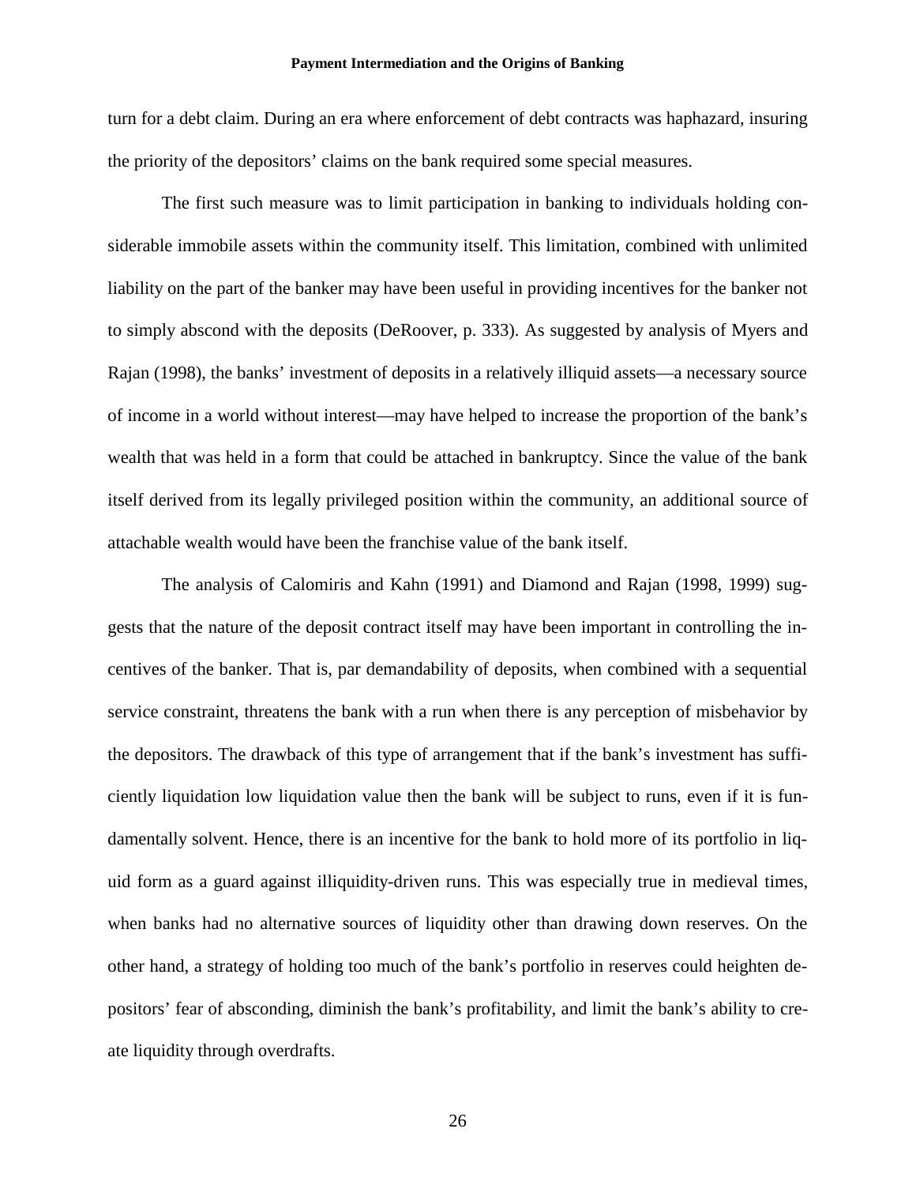turn for a debt claim. During an era where enforcement of debt contracts was haphazard, insuring the priority of the depositors' claims on the bank required some special measures.

The first such measure was to limit participation in banking to individuals holding considerable immobile assets within the community itself. This limitation, combined with unlimited liability on the part of the banker may have been useful in providing incentives for the banker not to simply abscond with the deposits (DeRoover, p. 333). As suggested by analysis of Myers and Rajan (1998), the banks' investment of deposits in a relatively illiquid assets—a necessary source of income in a world without interest—may have helped to increase the proportion of the bank's wealth that was held in a form that could be attached in bankruptcy. Since the value of the bank itself derived from its legally privileged position within the community, an additional source of attachable wealth would have been the franchise value of the bank itself.

The analysis of Calomiris and Kahn (1991) and Diamond and Rajan (1998, 1999) suggests that the nature of the deposit contract itself may have been important in controlling the incentives of the banker. That is, par demandability of deposits, when combined with a sequential service constraint, threatens the bank with a run when there is any perception of misbehavior by the depositors. The drawback of this type of arrangement that if the bank's investment has sufficiently liquidation low liquidation value then the bank will be subject to runs, even if it is fundamentally solvent. Hence, there is an incentive for the bank to hold more of its portfolio in liquid form as a guard against illiquidity-driven runs. This was especially true in medieval times, when banks had no alternative sources of liquidity other than drawing down reserves. On the other hand, a strategy of holding too much of the bank's portfolio in reserves could heighten depositors' fear of absconding, diminish the bank's profitability, and limit the bank's ability to create liquidity through overdrafts.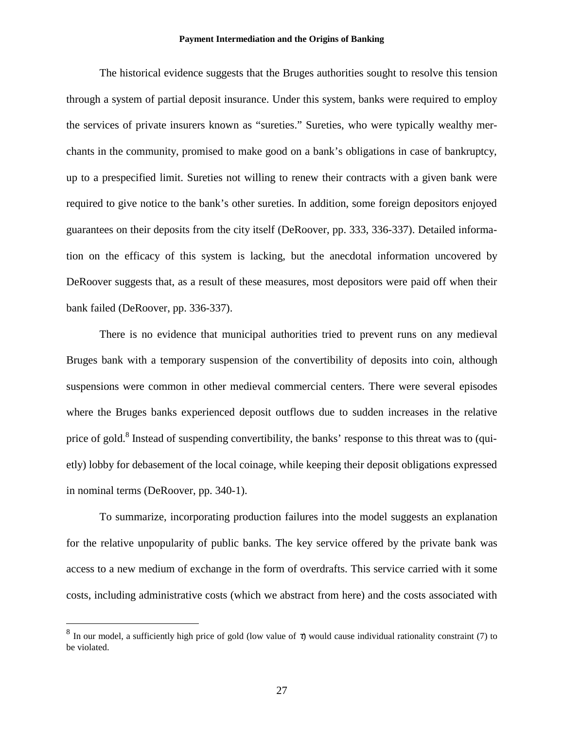The historical evidence suggests that the Bruges authorities sought to resolve this tension through a system of partial deposit insurance. Under this system, banks were required to employ the services of private insurers known as "sureties." Sureties, who were typically wealthy merchants in the community, promised to make good on a bank's obligations in case of bankruptcy, up to a prespecified limit. Sureties not willing to renew their contracts with a given bank were required to give notice to the bank's other sureties. In addition, some foreign depositors enjoyed guarantees on their deposits from the city itself (DeRoover, pp. 333, 336-337). Detailed information on the efficacy of this system is lacking, but the anecdotal information uncovered by DeRoover suggests that, as a result of these measures, most depositors were paid off when their bank failed (DeRoover, pp. 336-337).

There is no evidence that municipal authorities tried to prevent runs on any medieval Bruges bank with a temporary suspension of the convertibility of deposits into coin, although suspensions were common in other medieval commercial centers. There were several episodes where the Bruges banks experienced deposit outflows due to sudden increases in the relative price of gold.[8] Instead of suspending convertibility, the banks' response to this threat was to (quietly) lobby for debasement of the local coinage, while keeping their deposit obligations expressed in nominal terms (DeRoover, pp. 340-1).

To summarize, incorporating production failures into the model suggests an explanation for the relative unpopularity of public banks. The key service offered by the private bank was access to a new medium of exchange in the form of overdrafts. This service carried with it some costs, including administrative costs (which we abstract from here) and the costs associated with

[8] In our model, a sufficiently high price of gold (low value of $\tau$) would cause individual rationality constraint (7) to be violated.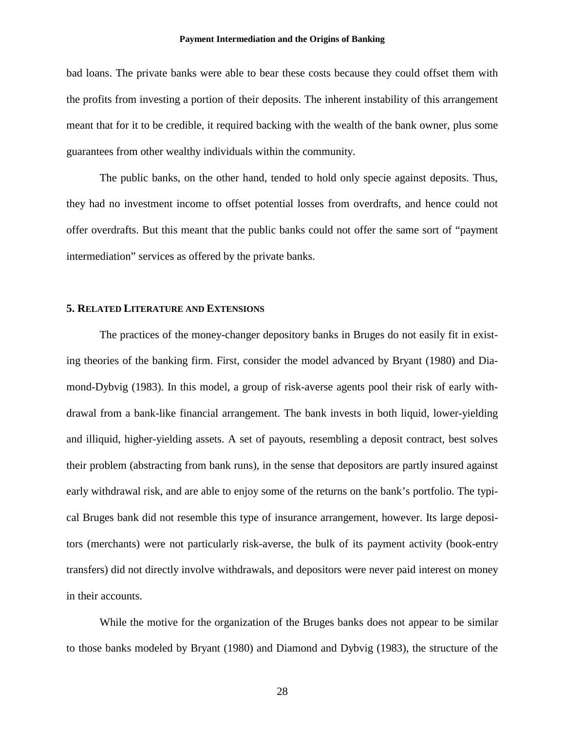bad loans. The private banks were able to bear these costs because they could offset them with the profits from investing a portion of their deposits. The inherent instability of this arrangement meant that for it to be credible, it required backing with the wealth of the bank owner, plus some guarantees from other wealthy individuals within the community.

The public banks, on the other hand, tended to hold only specie against deposits. Thus, they had no investment income to offset potential losses from overdrafts, and hence could not offer overdrafts. But this meant that the public banks could not offer the same sort of "payment intermediation" services as offered by the private banks.

## 5. Related Literature and Extensions

The practices of the money-changer depository banks in Bruges do not easily fit in existing theories of the banking firm. First, consider the model advanced by Bryant (1980) and Diamond-Dybvig (1983). In this model, a group of risk-averse agents pool their risk of early withdrawal from a bank-like financial arrangement. The bank invests in both liquid, lower-yielding and illiquid, higher-yielding assets. A set of payouts, resembling a deposit contract, best solves their problem (abstracting from bank runs), in the sense that depositors are partly insured against early withdrawal risk, and are able to enjoy some of the returns on the bank's portfolio. The typical Bruges bank did not resemble this type of insurance arrangement, however. Its large depositors (merchants) were not particularly risk-averse, the bulk of its payment activity (book-entry transfers) did not directly involve withdrawals, and depositors were never paid interest on money in their accounts.

While the motive for the organization of the Bruges banks does not appear to be similar to those banks modeled by Bryant (1980) and Diamond and Dybvig (1983), the structure of the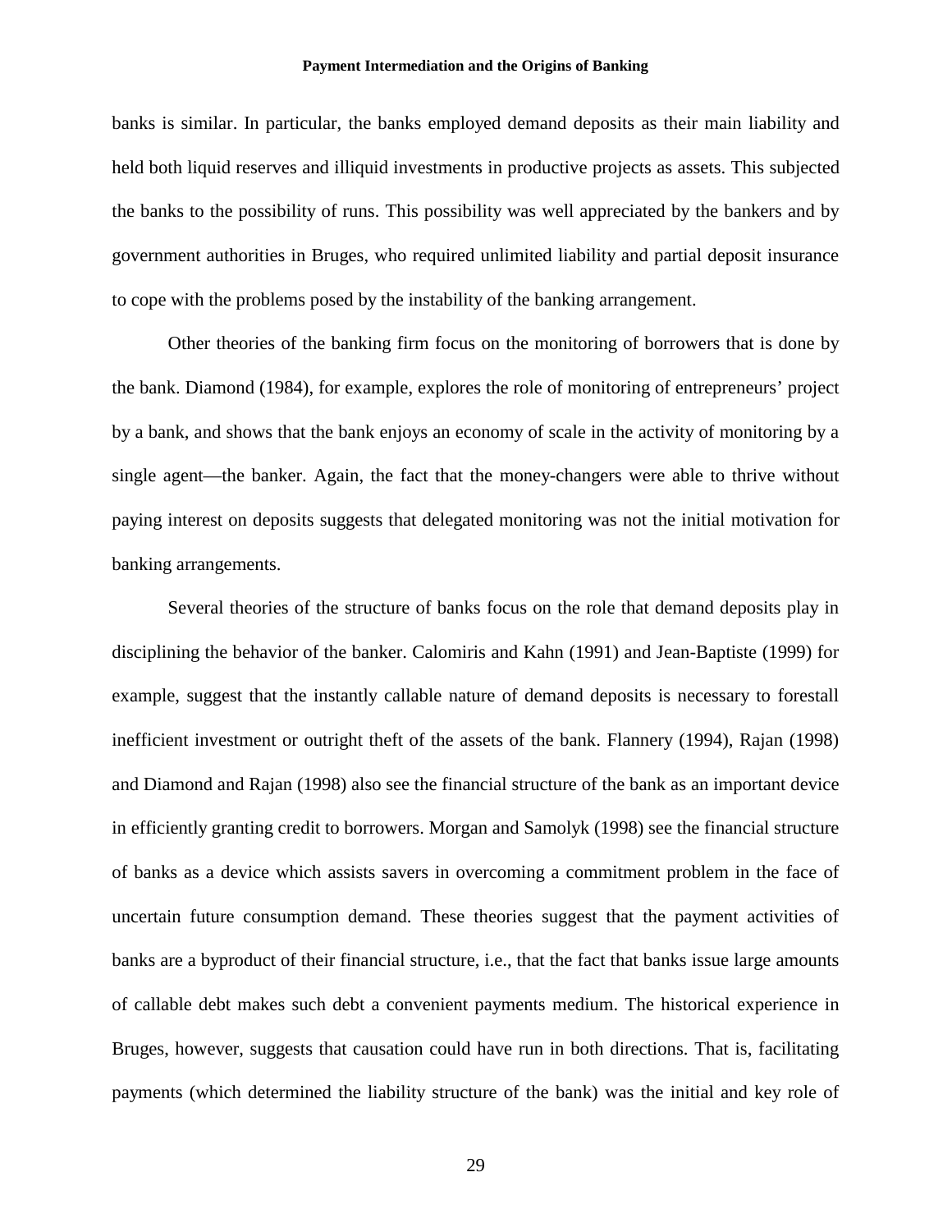banks is similar. In particular, the banks employed demand deposits as their main liability and held both liquid reserves and illiquid investments in productive projects as assets. This subjected the banks to the possibility of runs. This possibility was well appreciated by the bankers and by government authorities in Bruges, who required unlimited liability and partial deposit insurance to cope with the problems posed by the instability of the banking arrangement.

Other theories of the banking firm focus on the monitoring of borrowers that is done by the bank. Diamond (1984), for example, explores the role of monitoring of entrepreneurs' project by a bank, and shows that the bank enjoys an economy of scale in the activity of monitoring by a single agent—the banker. Again, the fact that the money-changers were able to thrive without paying interest on deposits suggests that delegated monitoring was not the initial motivation for banking arrangements.

Several theories of the structure of banks focus on the role that demand deposits play in disciplining the behavior of the banker. Calomiris and Kahn (1991) and Jean-Baptiste (1999) for example, suggest that the instantly callable nature of demand deposits is necessary to forestall inefficient investment or outright theft of the assets of the bank. Flannery (1994), Rajan (1998) and Diamond and Rajan (1998) also see the financial structure of the bank as an important device in efficiently granting credit to borrowers. Morgan and Samolyk (1998) see the financial structure of banks as a device which assists savers in overcoming a commitment problem in the face of uncertain future consumption demand. These theories suggest that the payment activities of banks are a byproduct of their financial structure, i.e., that the fact that banks issue large amounts of callable debt makes such debt a convenient payments medium. The historical experience in Bruges, however, suggests that causation could have run in both directions. That is, facilitating payments (which determined the liability structure of the bank) was the initial and key role of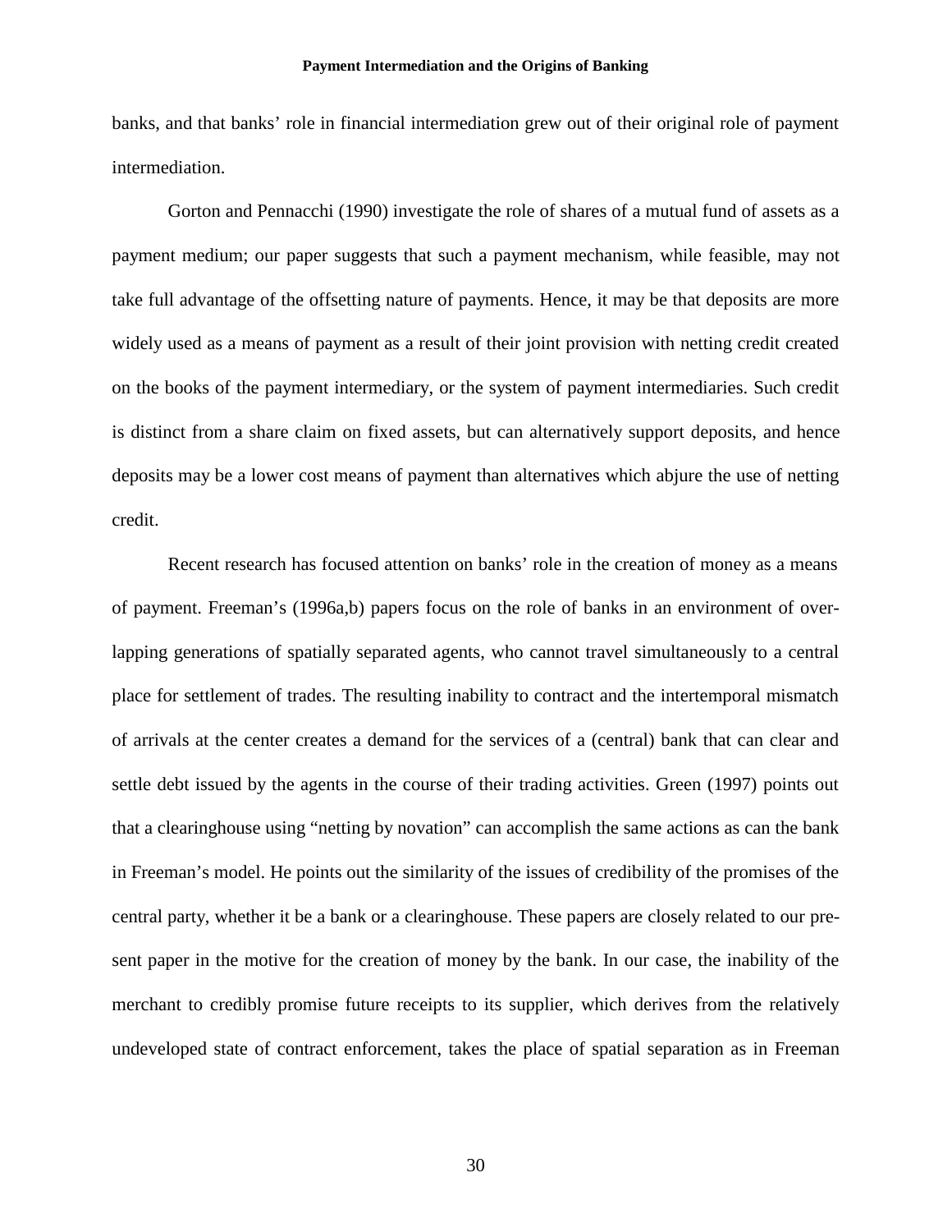banks, and that banks' role in financial intermediation grew out of their original role of payment intermediation.

Gorton and Pennacchi (1990) investigate the role of shares of a mutual fund of assets as a payment medium; our paper suggests that such a payment mechanism, while feasible, may not take full advantage of the offsetting nature of payments. Hence, it may be that deposits are more widely used as a means of payment as a result of their joint provision with netting credit created on the books of the payment intermediary, or the system of payment intermediaries. Such credit is distinct from a share claim on fixed assets, but can alternatively support deposits, and hence deposits may be a lower cost means of payment than alternatives which abjure the use of netting credit.

Recent research has focused attention on banks' role in the creation of money as a means of payment. Freeman's (1996a,b) papers focus on the role of banks in an environment of overlapping generations of spatially separated agents, who cannot travel simultaneously to a central place for settlement of trades. The resulting inability to contract and the intertemporal mismatch of arrivals at the center creates a demand for the services of a (central) bank that can clear and settle debt issued by the agents in the course of their trading activities. Green (1997) points out that a clearinghouse using "netting by novation" can accomplish the same actions as can the bank in Freeman's model. He points out the similarity of the issues of credibility of the promises of the central party, whether it be a bank or a clearinghouse. These papers are closely related to our present paper in the motive for the creation of money by the bank. In our case, the inability of the merchant to credibly promise future receipts to its supplier, which derives from the relatively undeveloped state of contract enforcement, takes the place of spatial separation as in Freeman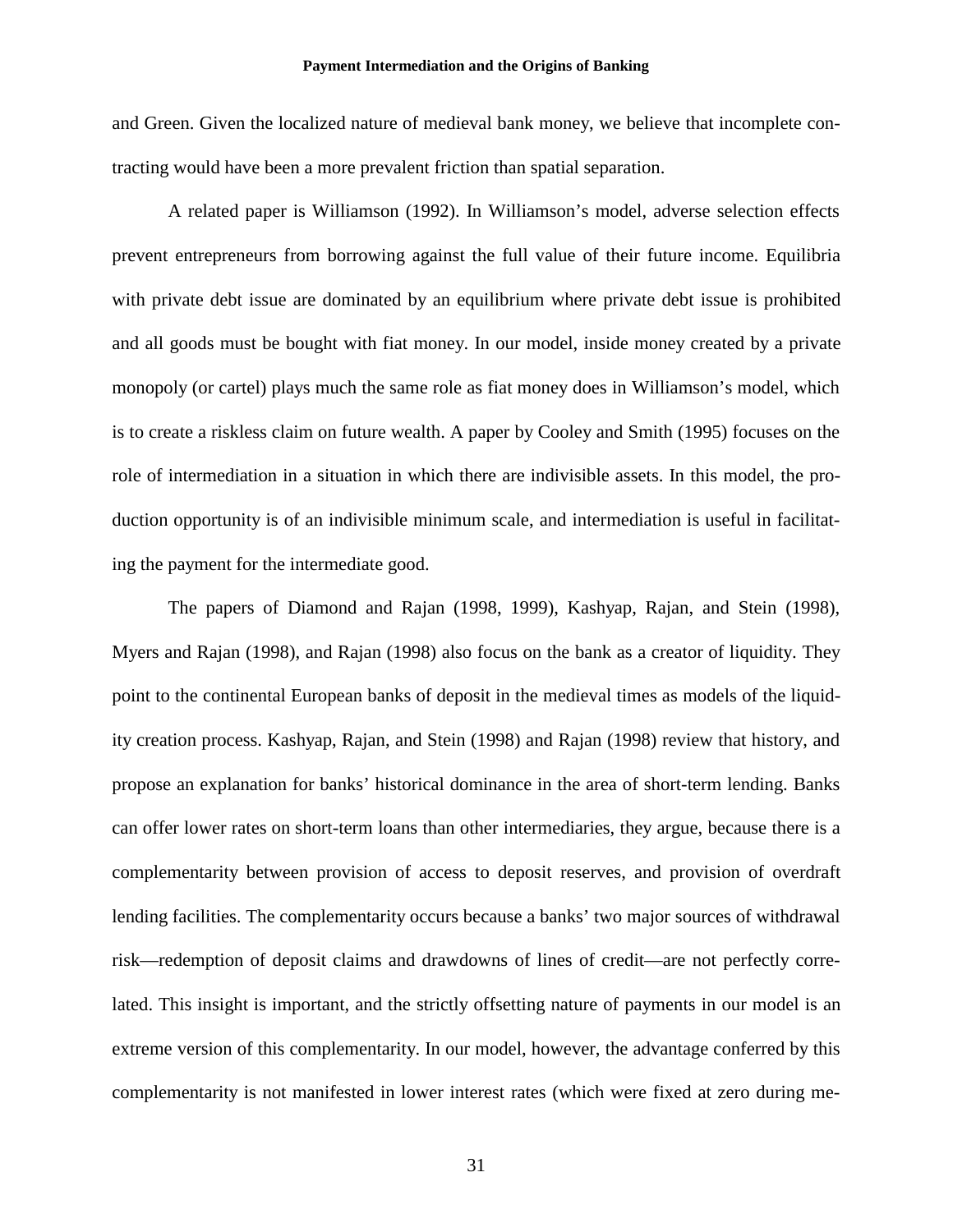and Green. Given the localized nature of medieval bank money, we believe that incomplete contracting would have been a more prevalent friction than spatial separation.

A related paper is Williamson (1992). In Williamson's model, adverse selection effects prevent entrepreneurs from borrowing against the full value of their future income. Equilibria with private debt issue are dominated by an equilibrium where private debt issue is prohibited and all goods must be bought with fiat money. In our model, inside money created by a private monopoly (or cartel) plays much the same role as fiat money does in Williamson's model, which is to create a riskless claim on future wealth. A paper by Cooley and Smith (1995) focuses on the role of intermediation in a situation in which there are indivisible assets. In this model, the production opportunity is of an indivisible minimum scale, and intermediation is useful in facilitating the payment for the intermediate good.

The papers of Diamond and Rajan (1998, 1999), Kashyap, Rajan, and Stein (1998), Myers and Rajan (1998), and Rajan (1998) also focus on the bank as a creator of liquidity. They point to the continental European banks of deposit in the medieval times as models of the liquidity creation process. Kashyap, Rajan, and Stein (1998) and Rajan (1998) review that history, and propose an explanation for banks' historical dominance in the area of short-term lending. Banks can offer lower rates on short-term loans than other intermediaries, they argue, because there is a complementarity between provision of access to deposit reserves, and provision of overdraft lending facilities. The complementarity occurs because a banks' two major sources of withdrawal risk—redemption of deposit claims and drawdowns of lines of credit—are not perfectly correlated. This insight is important, and the strictly offsetting nature of payments in our model is an extreme version of this complementarity. In our model, however, the advantage conferred by this complementarity is not manifested in lower interest rates (which were fixed at zero during me-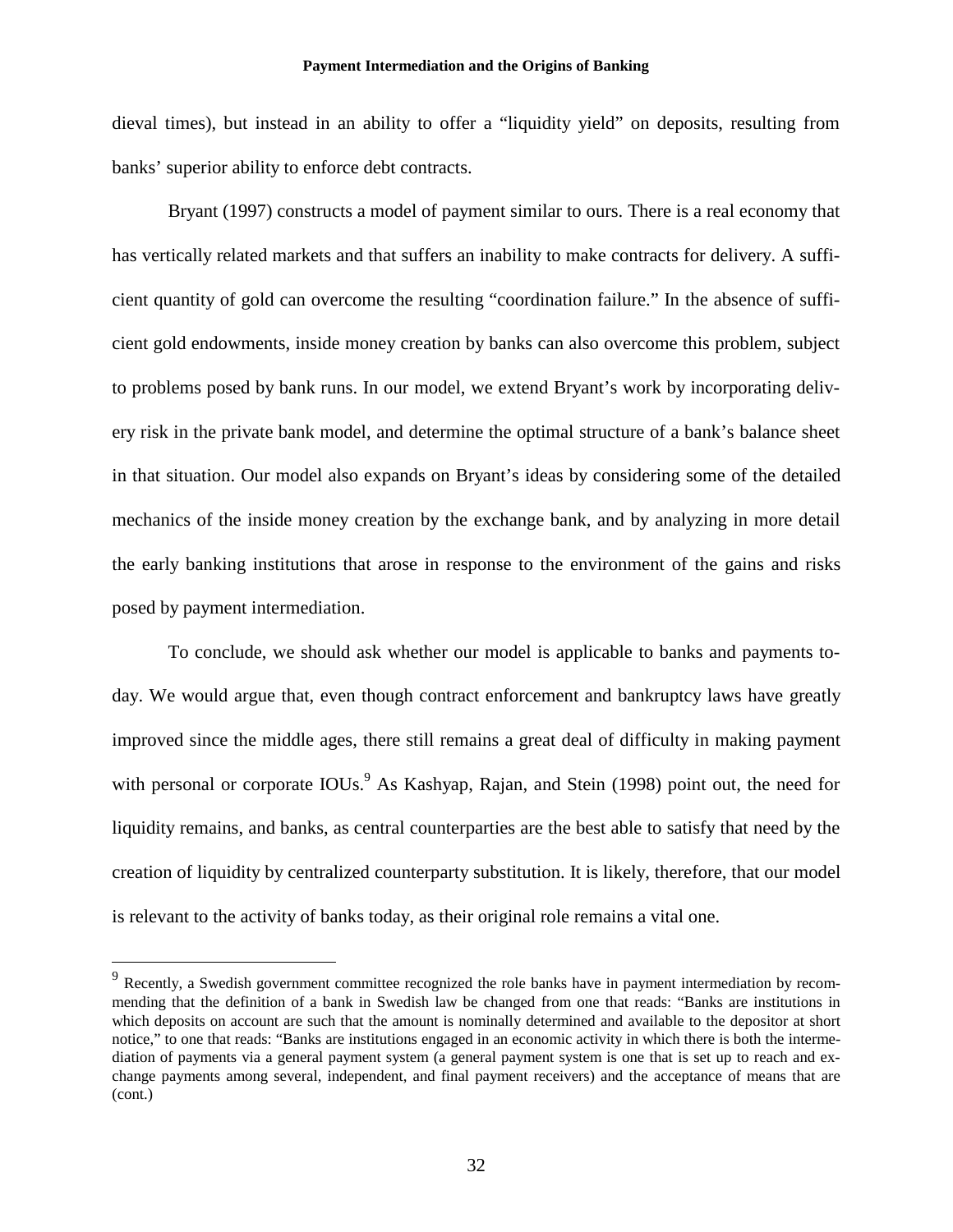dieval times), but instead in an ability to offer a "liquidity yield" on deposits, resulting from banks' superior ability to enforce debt contracts.

Bryant (1997) constructs a model of payment similar to ours. There is a real economy that has vertically related markets and that suffers an inability to make contracts for delivery. A sufficient quantity of gold can overcome the resulting "coordination failure." In the absence of sufficient gold endowments, inside money creation by banks can also overcome this problem, subject to problems posed by bank runs. In our model, we extend Bryant's work by incorporating delivery risk in the private bank model, and determine the optimal structure of a bank's balance sheet in that situation. Our model also expands on Bryant's ideas by considering some of the detailed mechanics of the inside money creation by the exchange bank, and by analyzing in more detail the early banking institutions that arose in response to the environment of the gains and risks posed by payment intermediation.

To conclude, we should ask whether our model is applicable to banks and payments today. We would argue that, even though contract enforcement and bankruptcy laws have greatly improved since the middle ages, there still remains a great deal of difficulty in making payment with personal or corporate IOUs.[9] As Kashyap, Rajan, and Stein (1998) point out, the need for liquidity remains, and banks, as central counterparties are the best able to satisfy that need by the creation of liquidity by centralized counterparty substitution. It is likely, therefore, that our model is relevant to the activity of banks today, as their original role remains a vital one.

[9] Recently, a Swedish government committee recognized the role banks have in payment intermediation by recommending that the definition of a bank in Swedish law be changed from one that reads: "Banks are institutions in which deposits on account are such that the amount is nominally determined and available to the depositor at short notice," to one that reads: "Banks are institutions engaged in an economic activity in which there is both the intermediation of payments via a general payment system (a general payment system is one that is set up to reach and exchange payments among several, independent, and final payment receivers) and the acceptance of means that are (cont.)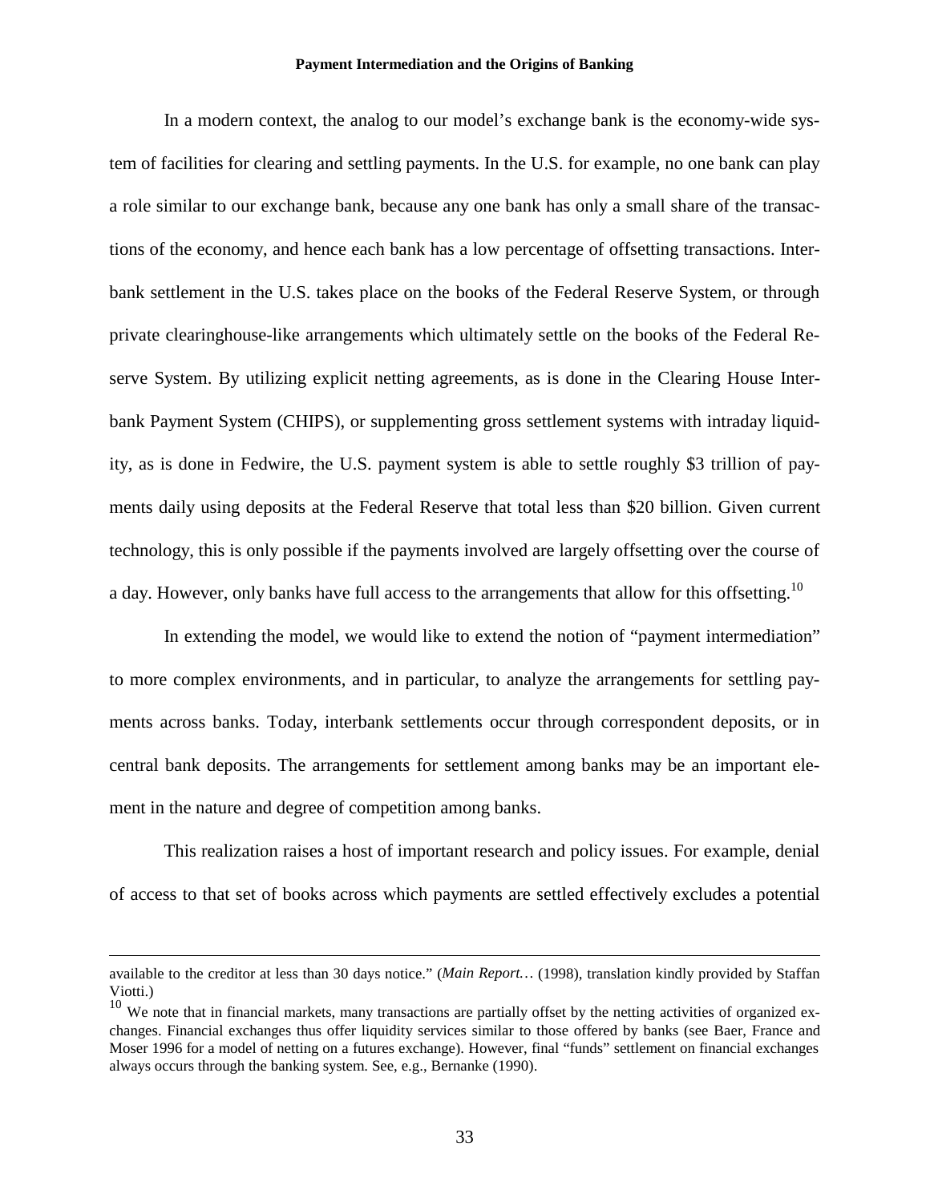In a modern context, the analog to our model's exchange bank is the economy-wide system of facilities for clearing and settling payments. In the U.S. for example, no one bank can play a role similar to our exchange bank, because any one bank has only a small share of the transactions of the economy, and hence each bank has a low percentage of offsetting transactions. Interbank settlement in the U.S. takes place on the books of the Federal Reserve System, or through private clearinghouse-like arrangements which ultimately settle on the books of the Federal Reserve System. By utilizing explicit netting agreements, as is done in the Clearing House Interbank Payment System (CHIPS), or supplementing gross settlement systems with intraday liquidity, as is done in Fedwire, the U.S. payment system is able to settle roughly \$3 trillion of payments daily using deposits at the Federal Reserve that total less than \$20 billion. Given current technology, this is only possible if the payments involved are largely offsetting over the course of a day. However, only banks have full access to the arrangements that allow for this offsetting.[10]

In extending the model, we would like to extend the notion of "payment intermediation" to more complex environments, and in particular, to analyze the arrangements for settling payments across banks. Today, interbank settlements occur through correspondent deposits, or in central bank deposits. The arrangements for settlement among banks may be an important element in the nature and degree of competition among banks.

This realization raises a host of important research and policy issues. For example, denial of access to that set of books across which payments are settled effectively excludes a potential

---

available to the creditor at less than 30 days notice." (*Main Report…* (1998), translation kindly provided by Staffan Viotti.)

[10] We note that in financial markets, many transactions are partially offset by the netting activities of organized exchanges. Financial exchanges thus offer liquidity services similar to those offered by banks (see Baer, France and Moser 1996 for a model of netting on a futures exchange). However, final "funds" settlement on financial exchanges always occurs through the banking system. See, e.g., Bernanke (1990).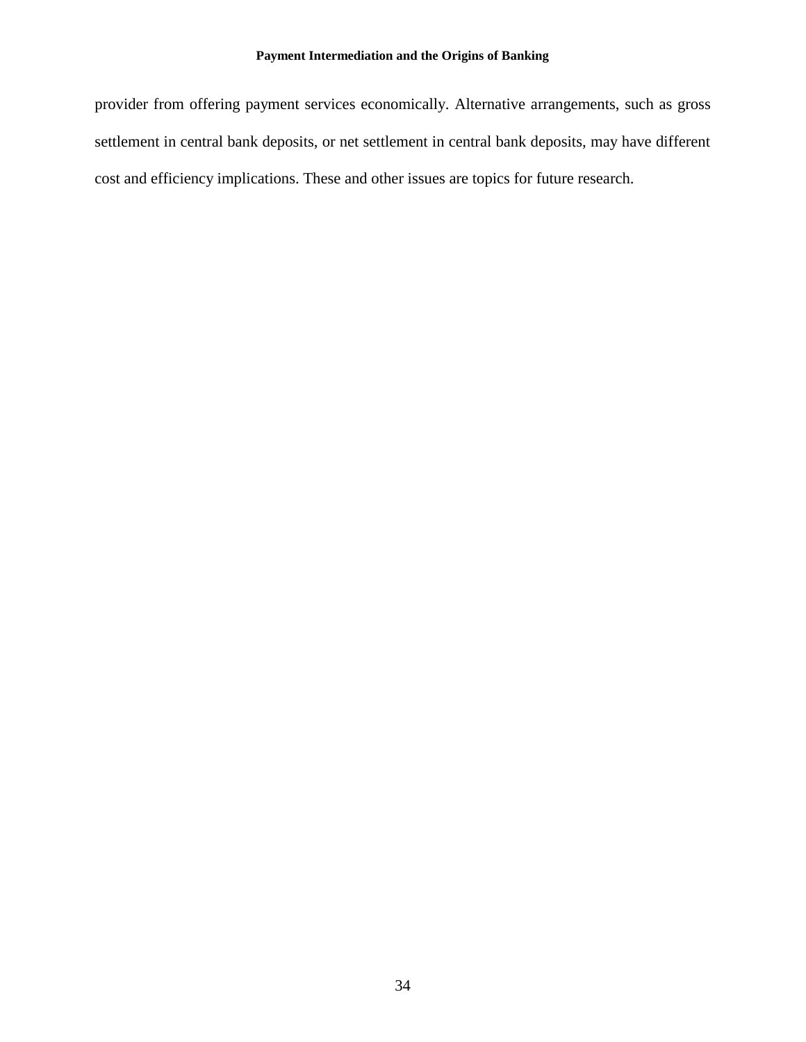provider from offering payment services economically. Alternative arrangements, such as gross settlement in central bank deposits, or net settlement in central bank deposits, may have different cost and efficiency implications. These and other issues are topics for future research.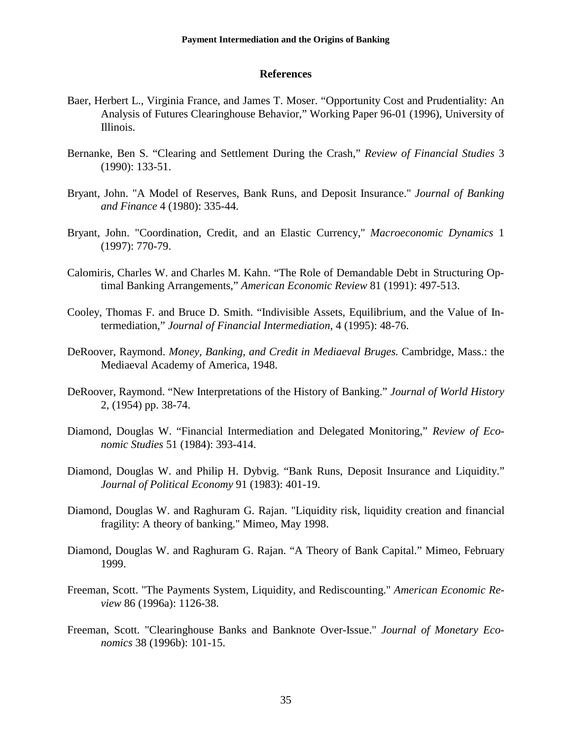## References

Baer, Herbert L., Virginia France, and James T. Moser. "Opportunity Cost and Prudentiality: An Analysis of Futures Clearinghouse Behavior," Working Paper 96-01 (1996), University of Illinois.

Bernanke, Ben S. "Clearing and Settlement During the Crash," *Review of Financial Studies* 3 (1990): 133-51.

Bryant, John. "A Model of Reserves, Bank Runs, and Deposit Insurance." *Journal of Banking and Finance* 4 (1980): 335-44.

Bryant, John. "Coordination, Credit, and an Elastic Currency," *Macroeconomic Dynamics* 1 (1997): 770-79.

Calomiris, Charles W. and Charles M. Kahn. "The Role of Demandable Debt in Structuring Optimal Banking Arrangements," *American Economic Review* 81 (1991): 497-513.

Cooley, Thomas F. and Bruce D. Smith. "Indivisible Assets, Equilibrium, and the Value of Intermediation," *Journal of Financial Intermediation*, 4 (1995): 48-76.

DeRoover, Raymond. *Money, Banking, and Credit in Mediaeval Bruges.* Cambridge, Mass.: the Mediaeval Academy of America, 1948.

DeRoover, Raymond. "New Interpretations of the History of Banking." *Journal of World History* 2, (1954) pp. 38-74.

Diamond, Douglas W. "Financial Intermediation and Delegated Monitoring," *Review of Economic Studies* 51 (1984): 393-414.

Diamond, Douglas W. and Philip H. Dybvig. "Bank Runs, Deposit Insurance and Liquidity." *Journal of Political Economy* 91 (1983): 401-19.

Diamond, Douglas W. and Raghuram G. Rajan. "Liquidity risk, liquidity creation and financial fragility: A theory of banking." Mimeo, May 1998.

Diamond, Douglas W. and Raghuram G. Rajan. "A Theory of Bank Capital." Mimeo, February 1999.

Freeman, Scott. "The Payments System, Liquidity, and Rediscounting." *American Economic Review* 86 (1996a): 1126-38.

Freeman, Scott. "Clearinghouse Banks and Banknote Over-Issue." *Journal of Monetary Economics* 38 (1996b): 101-15.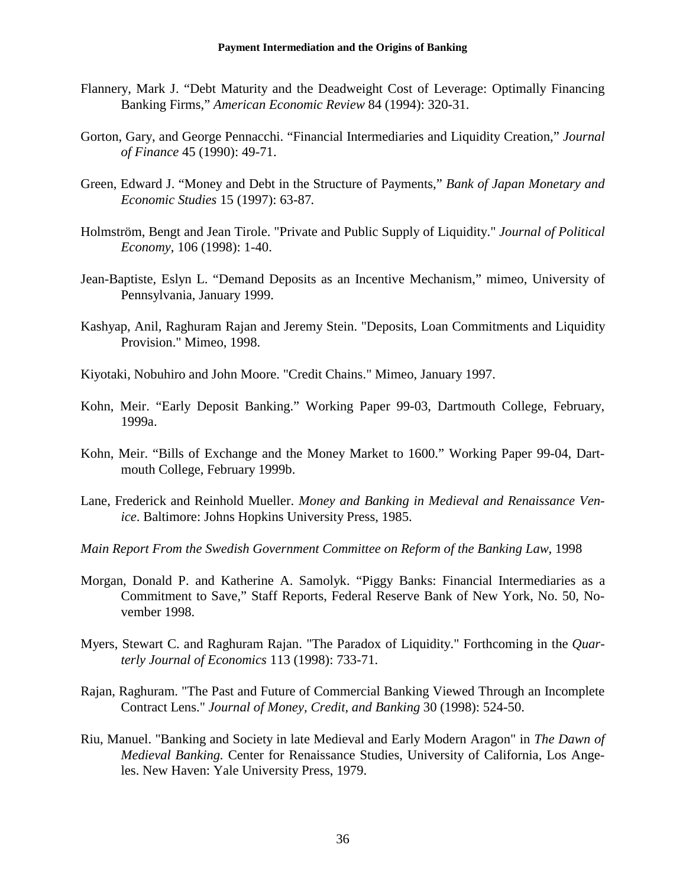Flannery, Mark J. “Debt Maturity and the Deadweight Cost of Leverage: Optimally Financing Banking Firms,” *American Economic Review* 84 (1994): 320-31.

Gorton, Gary, and George Pennacchi. “Financial Intermediaries and Liquidity Creation,” *Journal of Finance* 45 (1990): 49-71.

Green, Edward J. “Money and Debt in the Structure of Payments,” *Bank of Japan Monetary and Economic Studies* 15 (1997): 63-87.

Holmström, Bengt and Jean Tirole. "Private and Public Supply of Liquidity." *Journal of Political Economy*, 106 (1998): 1-40.

Jean-Baptiste, Eslyn L. “Demand Deposits as an Incentive Mechanism,” mimeo, University of Pennsylvania, January 1999.

Kashyap, Anil, Raghuram Rajan and Jeremy Stein. "Deposits, Loan Commitments and Liquidity Provision." Mimeo, 1998.

Kiyotaki, Nobuhiro and John Moore. "Credit Chains." Mimeo, January 1997.

Kohn, Meir. “Early Deposit Banking.” Working Paper 99-03, Dartmouth College, February, 1999a.

Kohn, Meir. “Bills of Exchange and the Money Market to 1600.” Working Paper 99-04, Dartmouth College, February 1999b.

Lane, Frederick and Reinhold Mueller. *Money and Banking in Medieval and Renaissance Venice*. Baltimore: Johns Hopkins University Press, 1985.

*Main Report From the Swedish Government Committee on Reform of the Banking Law*, 1998

Morgan, Donald P. and Katherine A. Samolyk. “Piggy Banks: Financial Intermediaries as a Commitment to Save,” Staff Reports, Federal Reserve Bank of New York, No. 50, November 1998.

Myers, Stewart C. and Raghuram Rajan. "The Paradox of Liquidity." Forthcoming in the *Quarterly Journal of Economics* 113 (1998): 733-71.

Rajan, Raghuram. "The Past and Future of Commercial Banking Viewed Through an Incomplete Contract Lens." *Journal of Money, Credit, and Banking* 30 (1998): 524-50.

Riu, Manuel. "Banking and Society in late Medieval and Early Modern Aragon" in *The Dawn of Medieval Banking.* Center for Renaissance Studies, University of California, Los Angeles. New Haven: Yale University Press, 1979.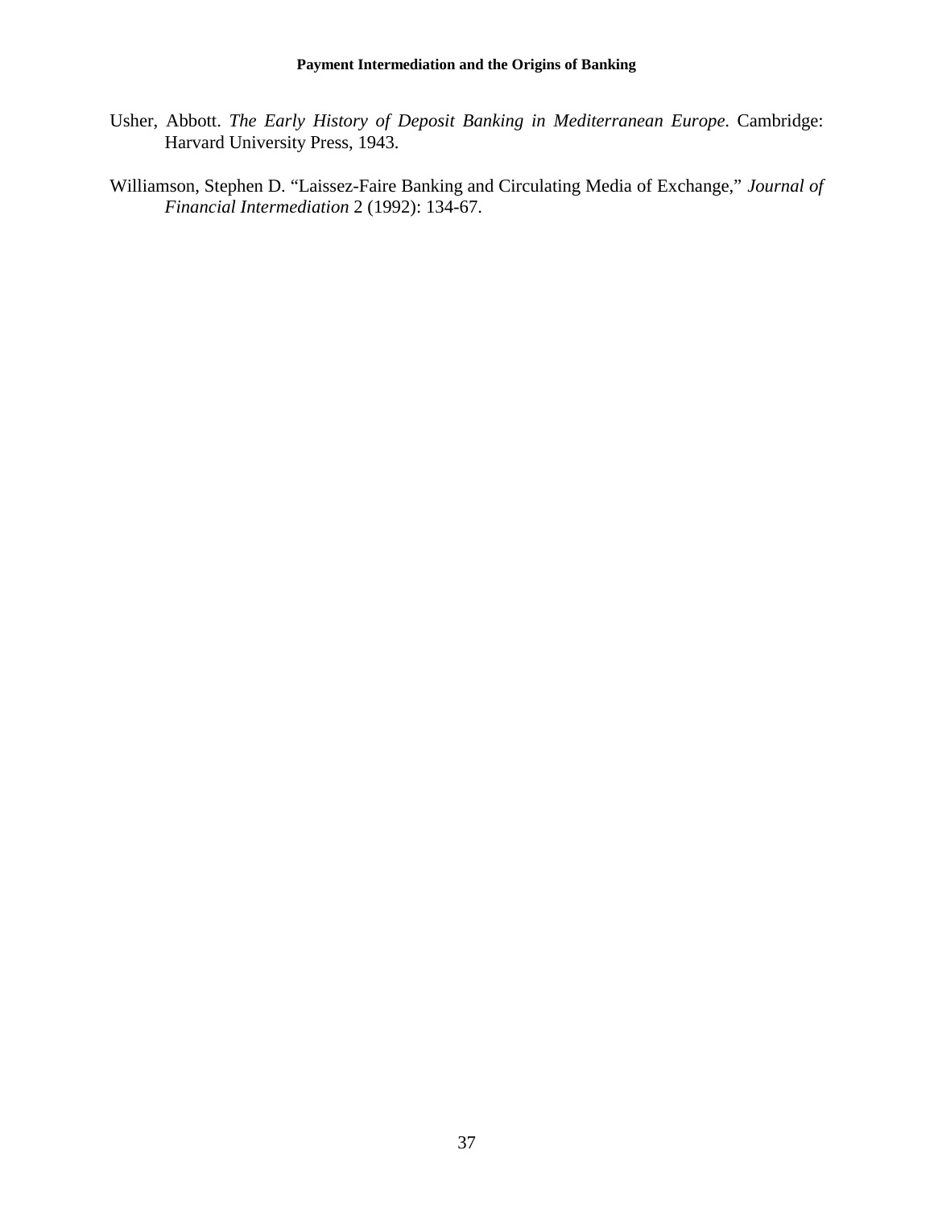Usher, Abbott. *The Early History of Deposit Banking in Mediterranean Europe.* Cambridge: Harvard University Press, 1943.

Williamson, Stephen D. "Laissez-Faire Banking and Circulating Media of Exchange," *Journal of Financial Intermediation* 2 (1992): 134-67.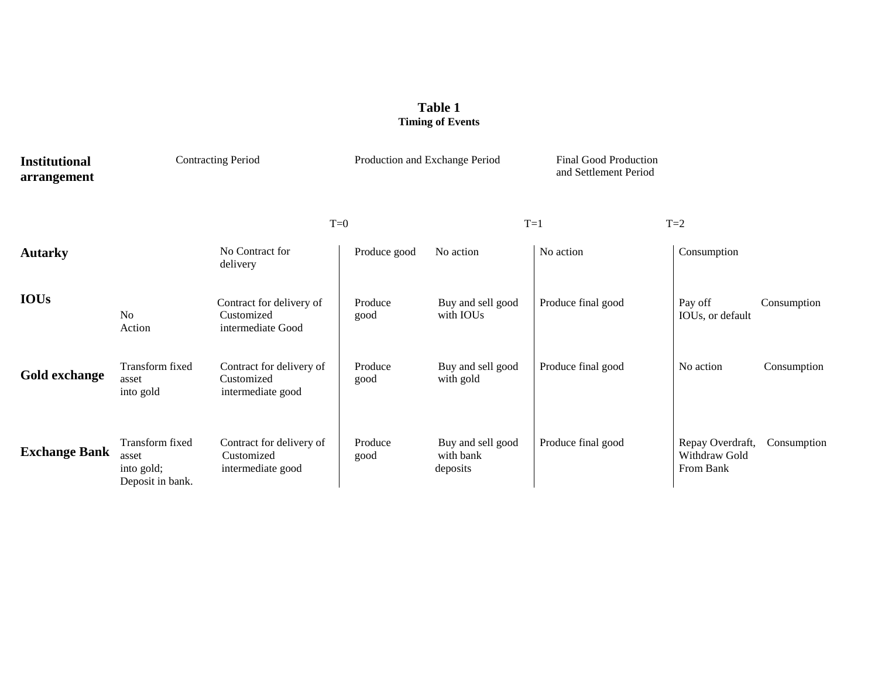**Table 1**
**Timing of Events**

| Institutional arrangement | Contracting Period | | Production and Exchange Period | | Final Good Production and Settlement Period | | |
|---|---|---|---|---|---|---|---|
| | | T=0 | | | T=1 | T=2 | |
| **Autarky** | | No Contract for delivery | Produce good | No action | No action | Consumption | |
| **IOUs** | No Action | Contract for delivery of Customized intermediate Good | Produce good | Buy and sell good with IOUs | Produce final good | Pay off IOUs, or default | Consumption |
| **Gold exchange** | Transform fixed asset into gold | Contract for delivery of Customized intermediate good | Produce good | Buy and sell good with gold | Produce final good | No action | Consumption |
| **Exchange Bank** | Transform fixed asset into gold; Deposit in bank. | Contract for delivery of Customized intermediate good | Produce good | Buy and sell good with bank deposits | Produce final good | Repay Overdraft, Withdraw Gold From Bank | Consumption |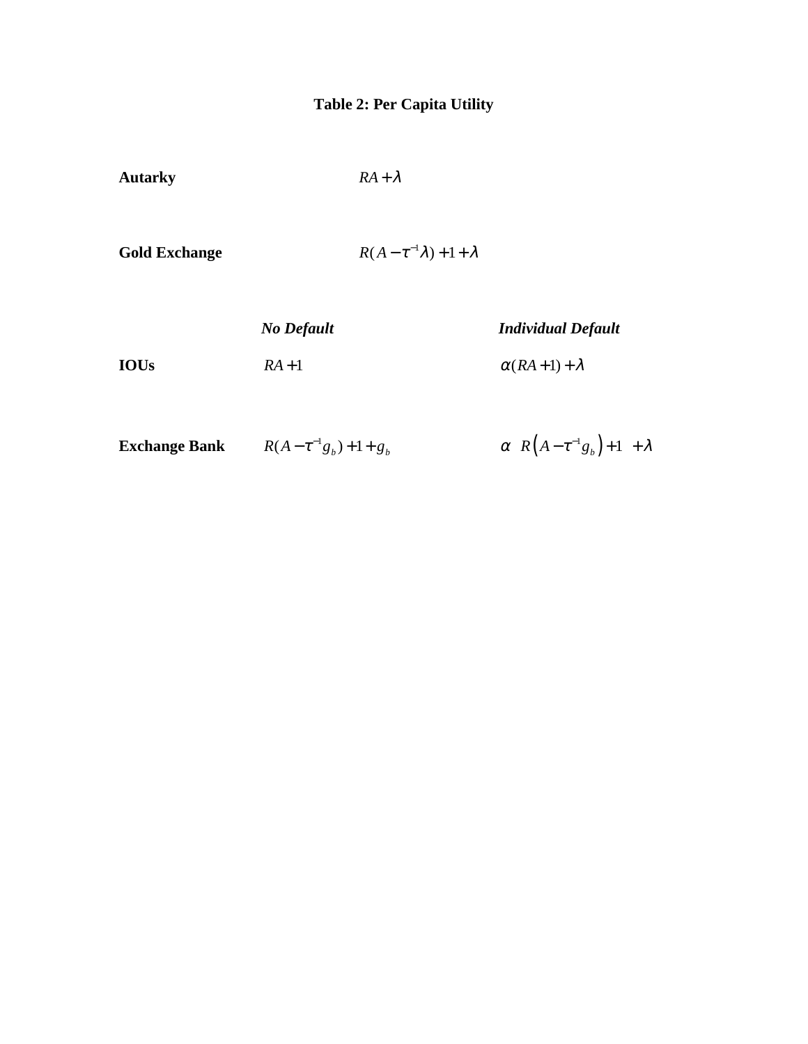**Table 2: Per Capita Utility**

| | No Default | Individual Default |
|---|---|---|
| **Autarky** | $RA + \lambda$ | |
| **Gold Exchange** | $R(A - \tau^{-1}\lambda) + 1 + \lambda$ | |
| **IOUs** | $RA + 1$ | $\alpha(RA + 1) + \lambda$ |
| **Exchange Bank** | $R(A - \tau^{-1}g_b) + 1 + g_b$ | $\alpha \left[ R\left(A - \tau^{-1}g_b\right) + 1 \right] + \lambda$ |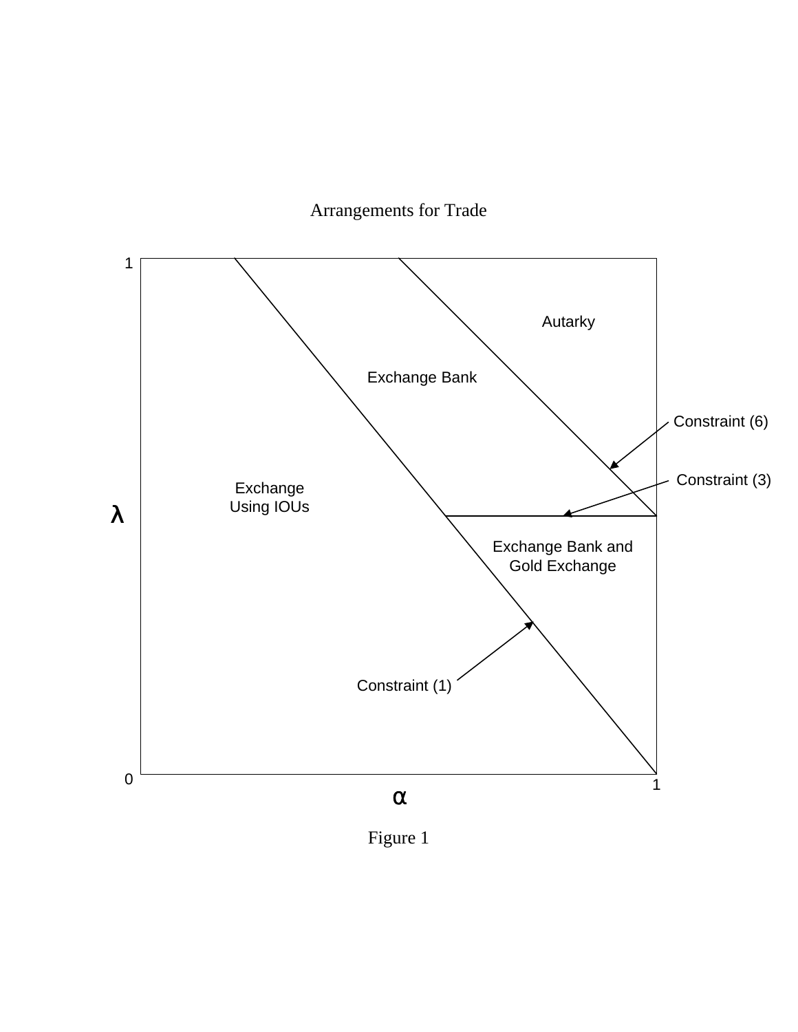Arrangements for Trade

1

Autarky

Exchange Bank

Constraint (6)

Constraint (3)

Exchange
Using IOUs

$\lambda$

Exchange Bank and
Gold Exchange

Constraint (1)

0

1

$\alpha$

Figure 1